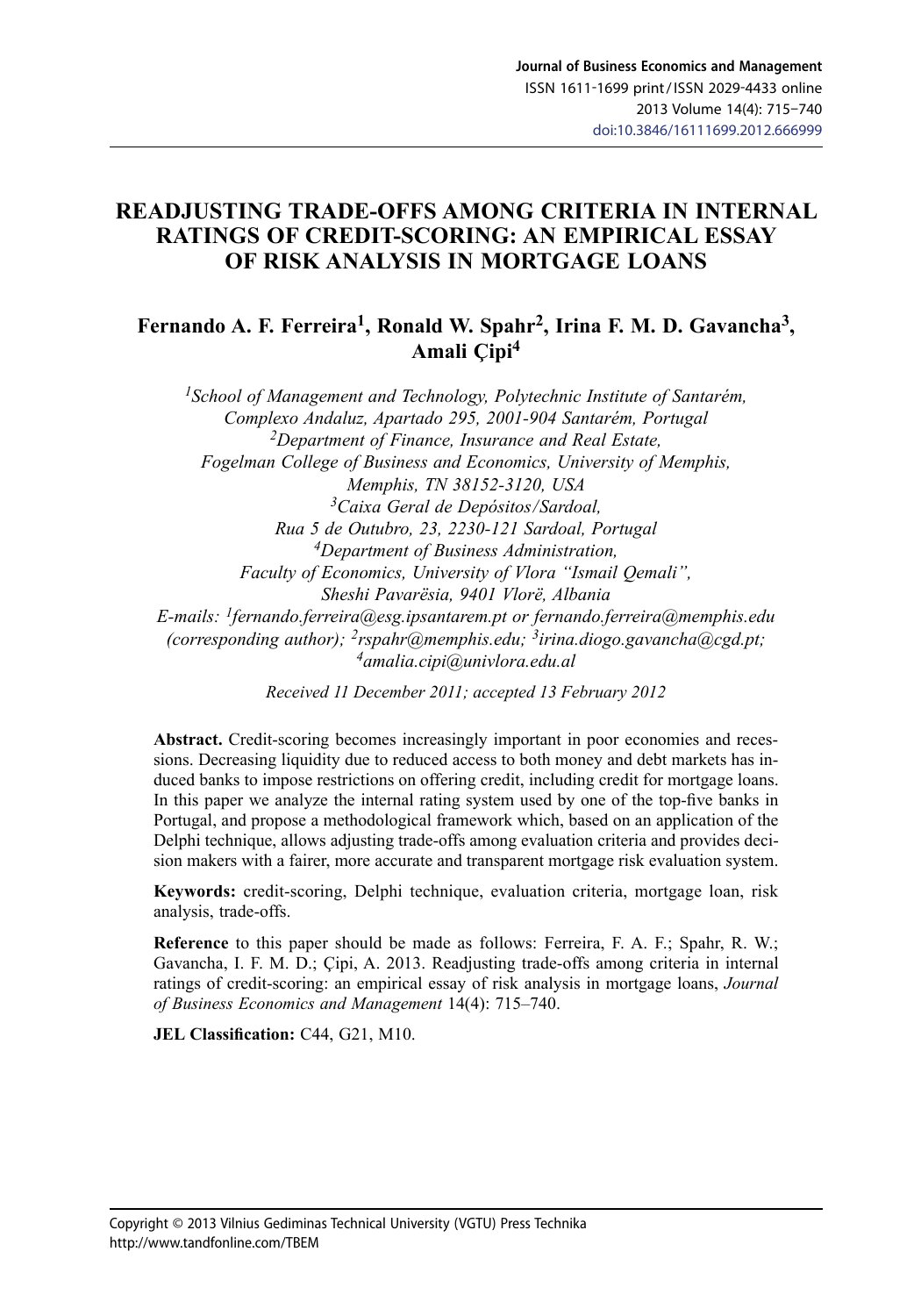# READJUSTING TRADE-OFFS AMONG CRITERIA IN INTERNAL RATINGS OF CREDIT-SCORING: AN EMPIRICAL ESSAY OF RISK ANALYSIS IN MORTGAGE LOANS

## Fernando A. F. Ferreira[1], Ronald W. Spahr[2], Irina F. M. D. Gavancha[3], Amali Çipi[4]

*[1]School of Management and Technology, Polytechnic Institute of Santarém, Complexo Andaluz, Apartado 295, 2001-904 Santarém, Portugal*
*[2]Department of Finance, Insurance and Real Estate, Fogelman College of Business and Economics, University of Memphis, Memphis, TN 38152-3120, USA*
*[3]Caixa Geral de Depósitos/Sardoal, Rua 5 de Outubro, 23, 2230-121 Sardoal, Portugal*
*[4]Department of Business Administration, Faculty of Economics, University of Vlora "Ismail Qemali", Sheshi Pavarësia, 9401 Vlorë, Albania*
*E-mails: [1]fernando.ferreira@esg.ipsantarem.pt or fernando.ferreira@memphis.edu (corresponding author); [2]rspahr@memphis.edu; [3]irina.diogo.gavancha@cgd.pt; [4]amalia.cipi@univlora.edu.al*

*Received 11 December 2011; accepted 13 February 2012*

**Abstract.** Credit-scoring becomes increasingly important in poor economies and recessions. Decreasing liquidity due to reduced access to both money and debt markets has induced banks to impose restrictions on offering credit, including credit for mortgage loans. In this paper we analyze the internal rating system used by one of the top-five banks in Portugal, and propose a methodological framework which, based on an application of the Delphi technique, allows adjusting trade-offs among evaluation criteria and provides decision makers with a fairer, more accurate and transparent mortgage risk evaluation system.

**Keywords:** credit-scoring, Delphi technique, evaluation criteria, mortgage loan, risk analysis, trade-offs.

**Reference** to this paper should be made as follows: Ferreira, F. A. F.; Spahr, R. W.; Gavancha, I. F. M. D.; Çipi, A. 2013. Readjusting trade-offs among criteria in internal ratings of credit-scoring: an empirical essay of risk analysis in mortgage loans, *Journal of Business Economics and Management* 14(4): 715–740.

**JEL Classification:** C44, G21, M10.

Copyright © 2013 Vilnius Gediminas Technical University (VGTU) Press Technika
http://www.tandfonline.com/TBEM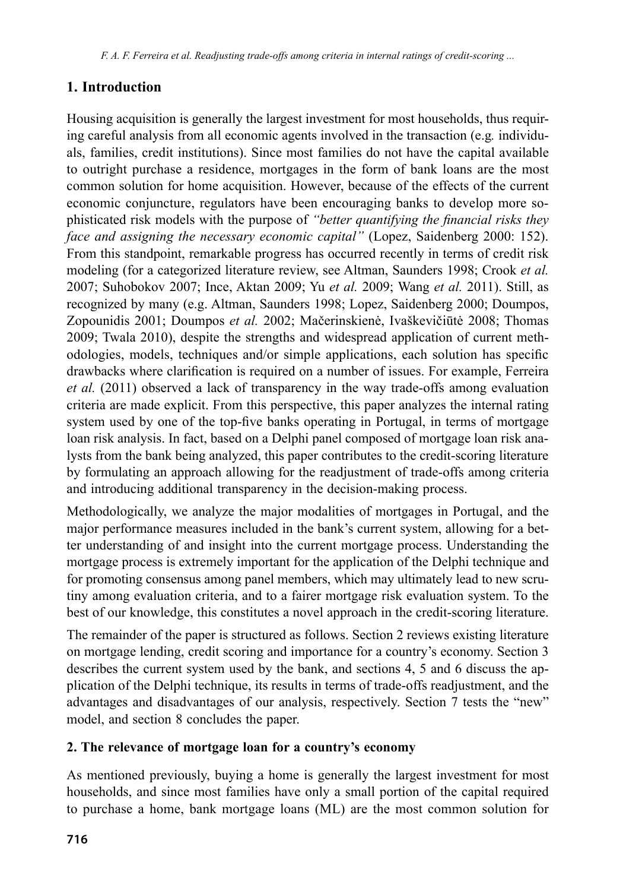## 1. Introduction

Housing acquisition is generally the largest investment for most households, thus requiring careful analysis from all economic agents involved in the transaction (e.g. individuals, families, credit institutions). Since most families do not have the capital available to outright purchase a residence, mortgages in the form of bank loans are the most common solution for home acquisition. However, because of the effects of the current economic conjuncture, regulators have been encouraging banks to develop more sophisticated risk models with the purpose of *"better quantifying the financial risks they face and assigning the necessary economic capital"* (Lopez, Saidenberg 2000: 152). From this standpoint, remarkable progress has occurred recently in terms of credit risk modeling (for a categorized literature review, see Altman, Saunders 1998; Crook *et al.* 2007; Suhobokov 2007; Ince, Aktan 2009; Yu *et al.* 2009; Wang *et al.* 2011). Still, as recognized by many (e.g. Altman, Saunders 1998; Lopez, Saidenberg 2000; Doumpos, Zopounidis 2001; Doumpos *et al.* 2002; Mačerinskienė, Ivaškevičiūtė 2008; Thomas 2009; Twala 2010), despite the strengths and widespread application of current methodologies, models, techniques and/or simple applications, each solution has specific drawbacks where clarification is required on a number of issues. For example, Ferreira *et al.* (2011) observed a lack of transparency in the way trade-offs among evaluation criteria are made explicit. From this perspective, this paper analyzes the internal rating system used by one of the top-five banks operating in Portugal, in terms of mortgage loan risk analysis. In fact, based on a Delphi panel composed of mortgage loan risk analysts from the bank being analyzed, this paper contributes to the credit-scoring literature by formulating an approach allowing for the readjustment of trade-offs among criteria and introducing additional transparency in the decision-making process.

Methodologically, we analyze the major modalities of mortgages in Portugal, and the major performance measures included in the bank's current system, allowing for a better understanding of and insight into the current mortgage process. Understanding the mortgage process is extremely important for the application of the Delphi technique and for promoting consensus among panel members, which may ultimately lead to new scrutiny among evaluation criteria, and to a fairer mortgage risk evaluation system. To the best of our knowledge, this constitutes a novel approach in the credit-scoring literature.

The remainder of the paper is structured as follows. Section 2 reviews existing literature on mortgage lending, credit scoring and importance for a country's economy. Section 3 describes the current system used by the bank, and sections 4, 5 and 6 discuss the application of the Delphi technique, its results in terms of trade-offs readjustment, and the advantages and disadvantages of our analysis, respectively. Section 7 tests the "new" model, and section 8 concludes the paper.

## 2. The relevance of mortgage loan for a country's economy

As mentioned previously, buying a home is generally the largest investment for most households, and since most families have only a small portion of the capital required to purchase a home, bank mortgage loans (ML) are the most common solution for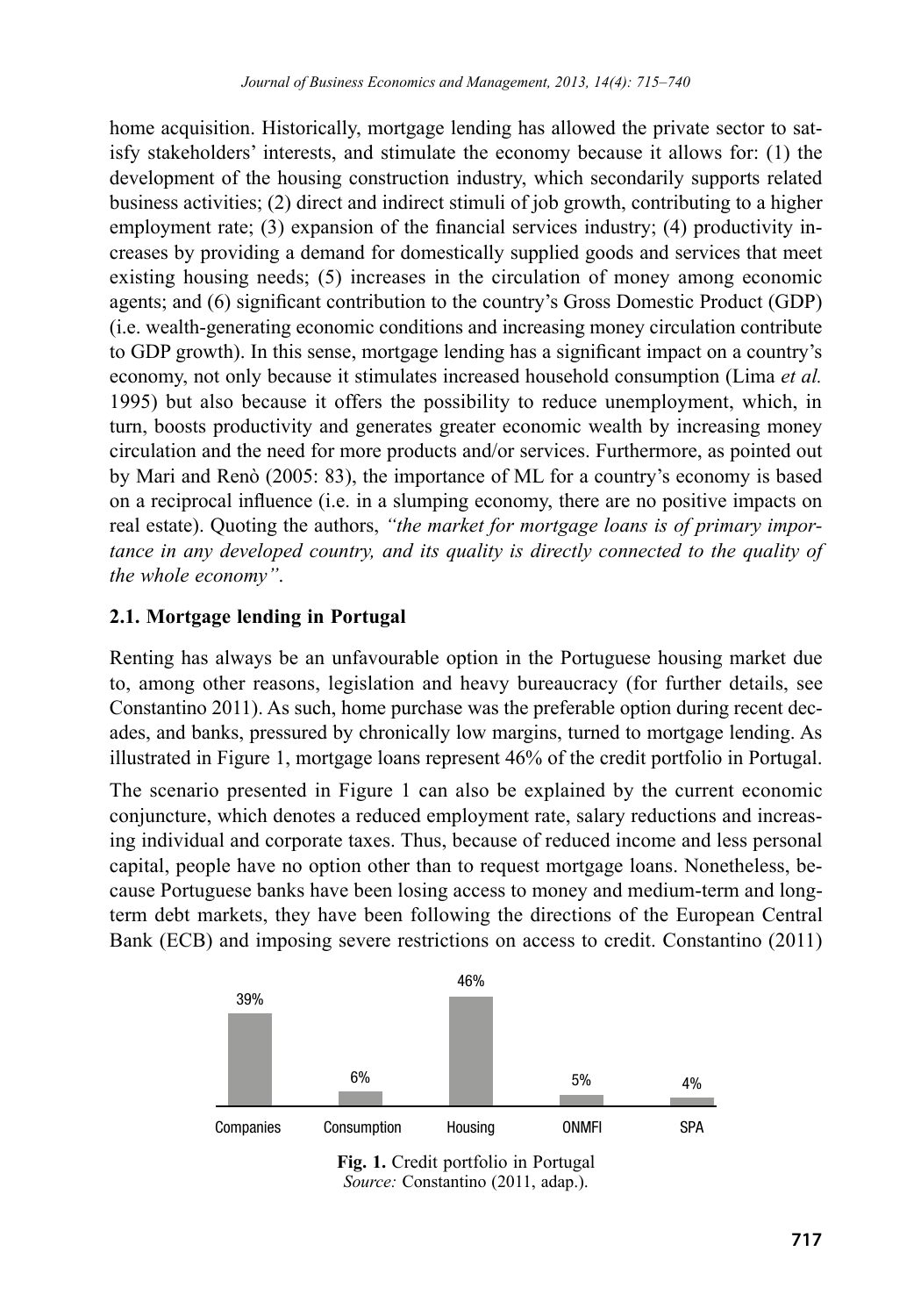home acquisition. Historically, mortgage lending has allowed the private sector to satisfy stakeholders' interests, and stimulate the economy because it allows for: (1) the development of the housing construction industry, which secondarily supports related business activities; (2) direct and indirect stimuli of job growth, contributing to a higher employment rate; (3) expansion of the financial services industry; (4) productivity increases by providing a demand for domestically supplied goods and services that meet existing housing needs; (5) increases in the circulation of money among economic agents; and (6) significant contribution to the country's Gross Domestic Product (GDP) (i.e. wealth-generating economic conditions and increasing money circulation contribute to GDP growth). In this sense, mortgage lending has a significant impact on a country's economy, not only because it stimulates increased household consumption (Lima *et al.* 1995) but also because it offers the possibility to reduce unemployment, which, in turn, boosts productivity and generates greater economic wealth by increasing money circulation and the need for more products and/or services. Furthermore, as pointed out by Mari and Renò (2005: 83), the importance of ML for a country's economy is based on a reciprocal influence (i.e. in a slumping economy, there are no positive impacts on real estate). Quoting the authors, *"the market for mortgage loans is of primary importance in any developed country, and its quality is directly connected to the quality of the whole economy"*.

## 2.1. Mortgage lending in Portugal

Renting has always be an unfavourable option in the Portuguese housing market due to, among other reasons, legislation and heavy bureaucracy (for further details, see Constantino 2011). As such, home purchase was the preferable option during recent decades, and banks, pressured by chronically low margins, turned to mortgage lending. As illustrated in Figure 1, mortgage loans represent 46% of the credit portfolio in Portugal.

The scenario presented in Figure 1 can also be explained by the current economic conjuncture, which denotes a reduced employment rate, salary reductions and increasing individual and corporate taxes. Thus, because of reduced income and less personal capital, people have no option other than to request mortgage loans. Nonetheless, because Portuguese banks have been losing access to money and medium-term and long-term debt markets, they have been following the directions of the European Central Bank (ECB) and imposing severe restrictions on access to credit. Constantino (2011)

| Companies | Consumption | Housing | ONMFI | SPA |
|---|---|---|---|---|
| 39% | 6% | 46% | 5% | 4% |

**Fig. 1.** Credit portfolio in Portugal
*Source:* Constantino (2011, adap.).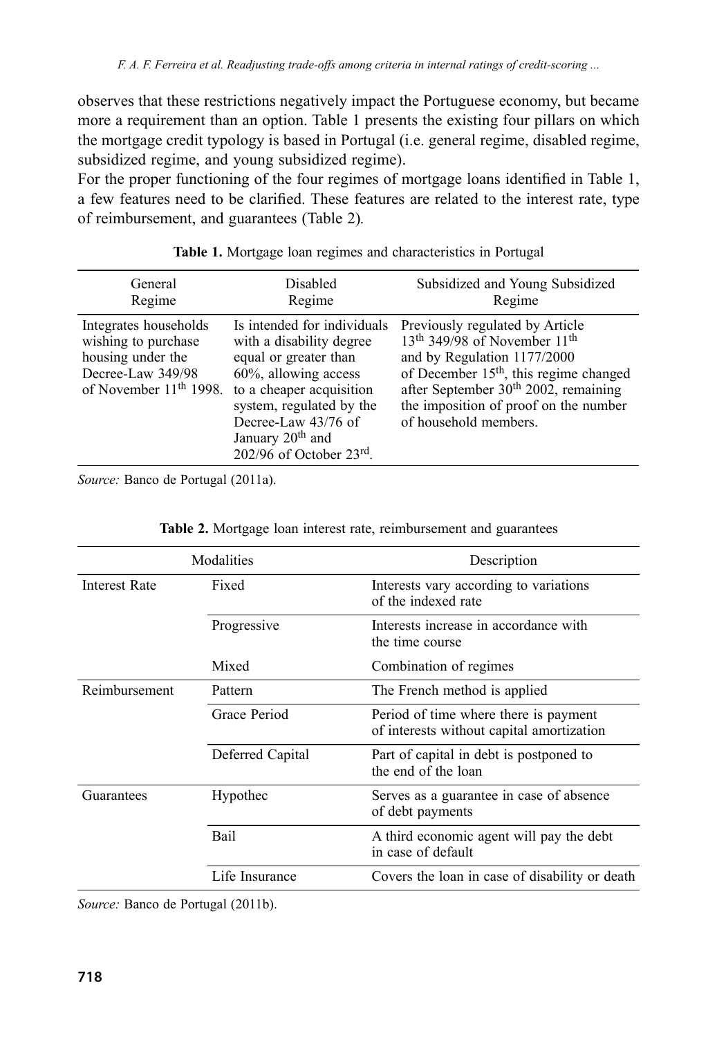observes that these restrictions negatively impact the Portuguese economy, but became more a requirement than an option. Table 1 presents the existing four pillars on which the mortgage credit typology is based in Portugal (i.e. general regime, disabled regime, subsidized regime, and young subsidized regime).

For the proper functioning of the four regimes of mortgage loans identified in Table 1, a few features need to be clarified. These features are related to the interest rate, type of reimbursement, and guarantees (Table 2).

**Table 1.** Mortgage loan regimes and characteristics in Portugal

| General Regime | Disabled Regime | Subsidized and Young Subsidized Regime |
|---|---|---|
| Integrates households wishing to purchase housing under the Decree-Law 349/98 of November 11th 1998. | Is intended for individuals with a disability degree equal or greater than 60%, allowing access to a cheaper acquisition system, regulated by the Decree-Law 43/76 of January 20th and 202/96 of October 23rd. | Previously regulated by Article 13th 349/98 of November 11th and by Regulation 1177/2000 of December 15th, this regime changed after September 30th 2002, remaining the imposition of proof on the number of household members. |

*Source:* Banco de Portugal (2011a).

**Table 2.** Mortgage loan interest rate, reimbursement and guarantees

| Modalities | | Description |
|---|---|---|
| Interest Rate | Fixed | Interests vary according to variations of the indexed rate |
| | Progressive | Interests increase in accordance with the time course |
| | Mixed | Combination of regimes |
| Reimbursement | Pattern | The French method is applied |
| | Grace Period | Period of time where there is payment of interests without capital amortization |
| | Deferred Capital | Part of capital in debt is postponed to the end of the loan |
| Guarantees | Hypothec | Serves as a guarantee in case of absence of debt payments |
| | Bail | A third economic agent will pay the debt in case of default |
| | Life Insurance | Covers the loan in case of disability or death |

*Source:* Banco de Portugal (2011b).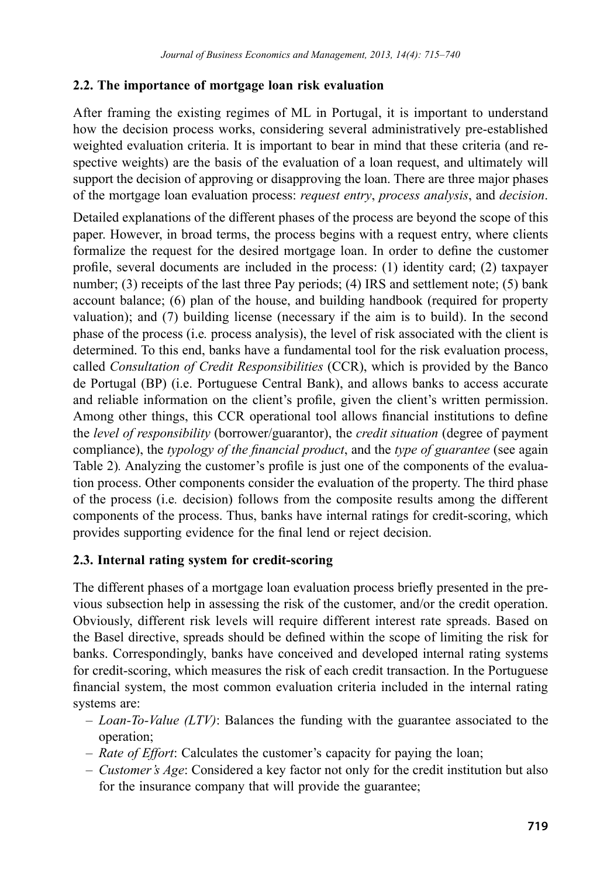## 2.2. The importance of mortgage loan risk evaluation

After framing the existing regimes of ML in Portugal, it is important to understand how the decision process works, considering several administratively pre-established weighted evaluation criteria. It is important to bear in mind that these criteria (and respective weights) are the basis of the evaluation of a loan request, and ultimately will support the decision of approving or disapproving the loan. There are three major phases of the mortgage loan evaluation process: *request entry*, *process analysis*, and *decision*.

Detailed explanations of the different phases of the process are beyond the scope of this paper. However, in broad terms, the process begins with a request entry, where clients formalize the request for the desired mortgage loan. In order to define the customer profile, several documents are included in the process: (1) identity card; (2) taxpayer number; (3) receipts of the last three Pay periods; (4) IRS and settlement note; (5) bank account balance; (6) plan of the house, and building handbook (required for property valuation); and (7) building license (necessary if the aim is to build). In the second phase of the process (i.e. process analysis), the level of risk associated with the client is determined. To this end, banks have a fundamental tool for the risk evaluation process, called *Consultation of Credit Responsibilities* (CCR), which is provided by the Banco de Portugal (BP) (i.e. Portuguese Central Bank), and allows banks to access accurate and reliable information on the client's profile, given the client's written permission. Among other things, this CCR operational tool allows financial institutions to define the *level of responsibility* (borrower/guarantor), the *credit situation* (degree of payment compliance), the *typology of the financial product*, and the *type of guarantee* (see again Table 2). Analyzing the customer's profile is just one of the components of the evaluation process. Other components consider the evaluation of the property. The third phase of the process (i.e. decision) follows from the composite results among the different components of the process. Thus, banks have internal ratings for credit-scoring, which provides supporting evidence for the final lend or reject decision.

## 2.3. Internal rating system for credit-scoring

The different phases of a mortgage loan evaluation process briefly presented in the previous subsection help in assessing the risk of the customer, and/or the credit operation. Obviously, different risk levels will require different interest rate spreads. Based on the Basel directive, spreads should be defined within the scope of limiting the risk for banks. Correspondingly, banks have conceived and developed internal rating systems for credit-scoring, which measures the risk of each credit transaction. In the Portuguese financial system, the most common evaluation criteria included in the internal rating systems are:

- *Loan-To-Value (LTV)*: Balances the funding with the guarantee associated to the operation;
- *Rate of Effort*: Calculates the customer's capacity for paying the loan;
- *Customer's Age*: Considered a key factor not only for the credit institution but also for the insurance company that will provide the guarantee;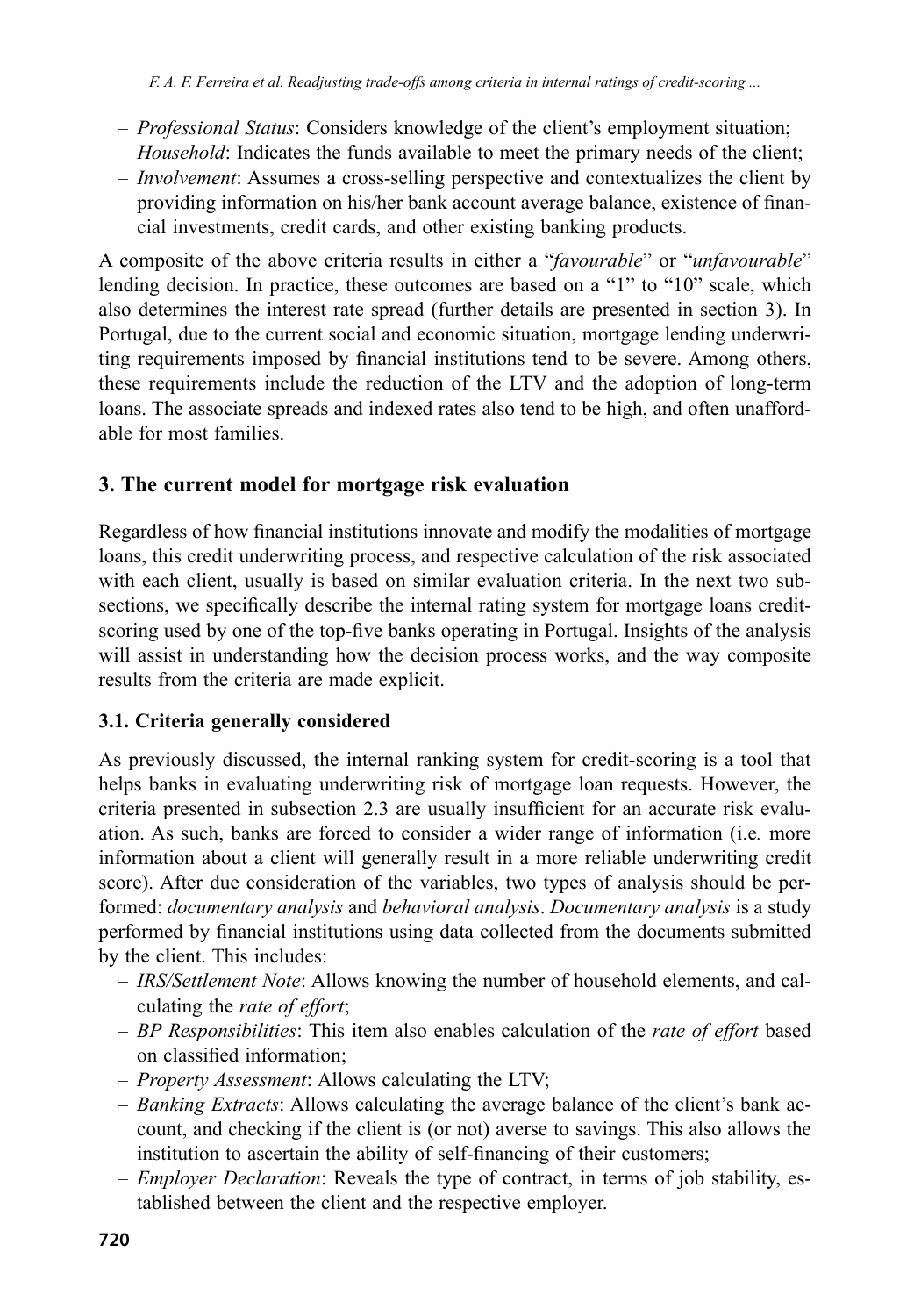- *Professional Status*: Considers knowledge of the client's employment situation;
- *Household*: Indicates the funds available to meet the primary needs of the client;
- *Involvement*: Assumes a cross-selling perspective and contextualizes the client by providing information on his/her bank account average balance, existence of financial investments, credit cards, and other existing banking products.

A composite of the above criteria results in either a "*favourable*" or "*unfavourable*" lending decision. In practice, these outcomes are based on a "1" to "10" scale, which also determines the interest rate spread (further details are presented in section 3). In Portugal, due to the current social and economic situation, mortgage lending underwriting requirements imposed by financial institutions tend to be severe. Among others, these requirements include the reduction of the LTV and the adoption of long-term loans. The associate spreads and indexed rates also tend to be high, and often unaffordable for most families.

## 3. The current model for mortgage risk evaluation

Regardless of how financial institutions innovate and modify the modalities of mortgage loans, this credit underwriting process, and respective calculation of the risk associated with each client, usually is based on similar evaluation criteria. In the next two subsections, we specifically describe the internal rating system for mortgage loans credit-scoring used by one of the top-five banks operating in Portugal. Insights of the analysis will assist in understanding how the decision process works, and the way composite results from the criteria are made explicit.

### 3.1. Criteria generally considered

As previously discussed, the internal ranking system for credit-scoring is a tool that helps banks in evaluating underwriting risk of mortgage loan requests. However, the criteria presented in subsection 2.3 are usually insufficient for an accurate risk evaluation. As such, banks are forced to consider a wider range of information (i.e*.* more information about a client will generally result in a more reliable underwriting credit score). After due consideration of the variables, two types of analysis should be performed: *documentary analysis* and *behavioral analysis*. *Documentary analysis* is a study performed by financial institutions using data collected from the documents submitted by the client. This includes:

- *IRS/Settlement Note*: Allows knowing the number of household elements, and calculating the *rate of effort*;
- *BP Responsibilities*: This item also enables calculation of the *rate of effort* based on classified information;
- *Property Assessment*: Allows calculating the LTV;
- *Banking Extracts*: Allows calculating the average balance of the client's bank account, and checking if the client is (or not) averse to savings. This also allows the institution to ascertain the ability of self-financing of their customers;
- *Employer Declaration*: Reveals the type of contract, in terms of job stability, established between the client and the respective employer.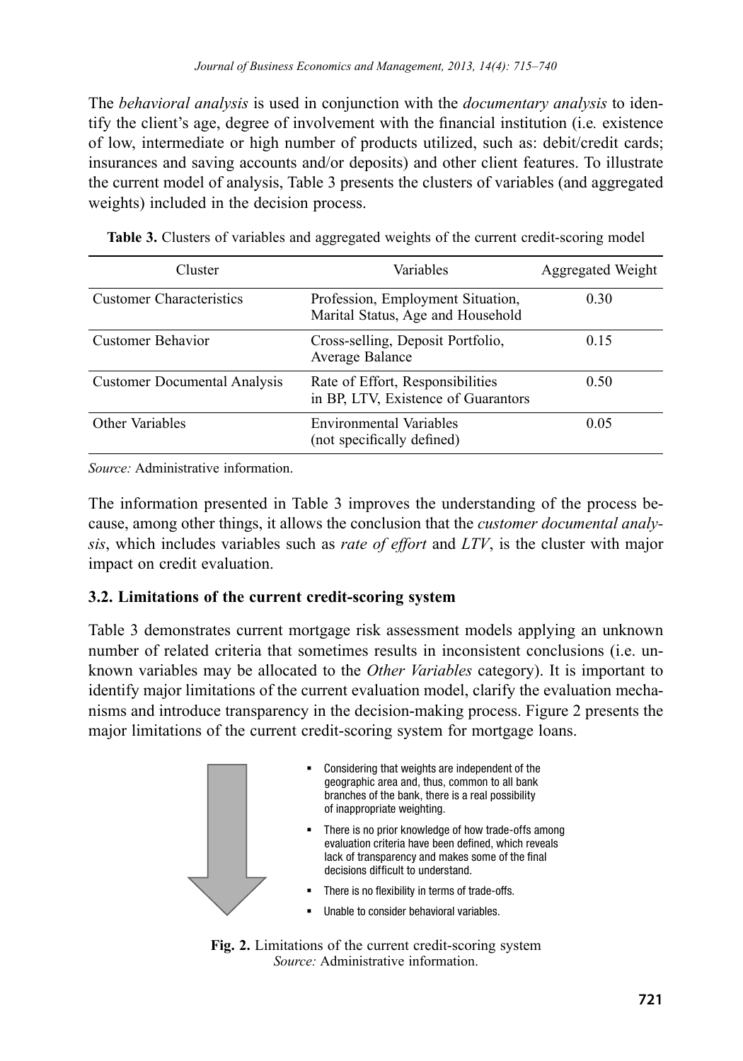The *behavioral analysis* is used in conjunction with the *documentary analysis* to identify the client's age, degree of involvement with the financial institution (i.e. existence of low, intermediate or high number of products utilized, such as: debit/credit cards; insurances and saving accounts and/or deposits) and other client features. To illustrate the current model of analysis, Table 3 presents the clusters of variables (and aggregated weights) included in the decision process.

**Table 3.** Clusters of variables and aggregated weights of the current credit-scoring model

| Cluster | Variables | Aggregated Weight |
|---|---|---|
| Customer Characteristics | Profession, Employment Situation, Marital Status, Age and Household | 0.30 |
| Customer Behavior | Cross-selling, Deposit Portfolio, Average Balance | 0.15 |
| Customer Documental Analysis | Rate of Effort, Responsibilities in BP, LTV, Existence of Guarantors | 0.50 |
| Other Variables | Environmental Variables (not specifically defined) | 0.05 |

*Source:* Administrative information.

The information presented in Table 3 improves the understanding of the process because, among other things, it allows the conclusion that the *customer documental analysis*, which includes variables such as *rate of effort* and *LTV*, is the cluster with major impact on credit evaluation.

### 3.2. Limitations of the current credit-scoring system

Table 3 demonstrates current mortgage risk assessment models applying an unknown number of related criteria that sometimes results in inconsistent conclusions (i.e. unknown variables may be allocated to the *Other Variables* category). It is important to identify major limitations of the current evaluation model, clarify the evaluation mechanisms and introduce transparency in the decision-making process. Figure 2 presents the major limitations of the current credit-scoring system for mortgage loans.

- Considering that weights are independent of the geographic area and, thus, common to all bank branches of the bank, there is a real possibility of inappropriate weighting.
- There is no prior knowledge of how trade-offs among evaluation criteria have been defined, which reveals lack of transparency and makes some of the final decisions difficult to understand.
- There is no flexibility in terms of trade-offs.
- Unable to consider behavioral variables.

**Fig. 2.** Limitations of the current credit-scoring system
*Source:* Administrative information.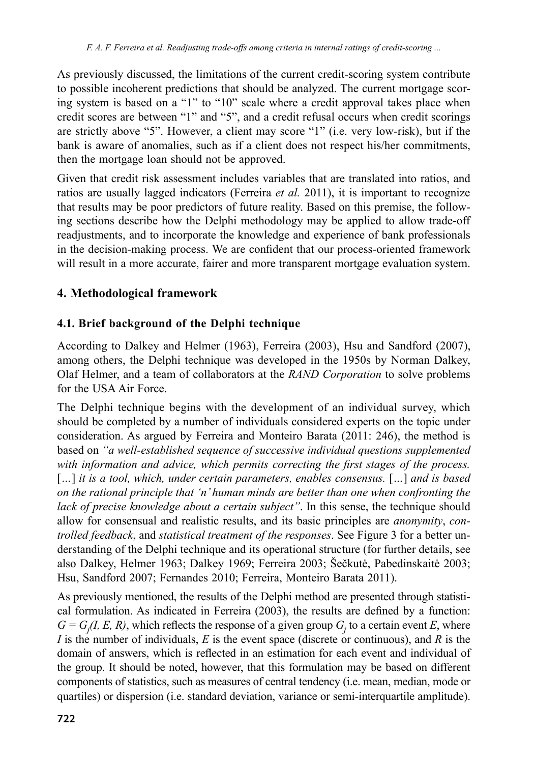As previously discussed, the limitations of the current credit-scoring system contribute to possible incoherent predictions that should be analyzed. The current mortgage scoring system is based on a "1" to "10" scale where a credit approval takes place when credit scores are between "1" and "5", and a credit refusal occurs when credit scorings are strictly above "5". However, a client may score "1" (i.e. very low-risk), but if the bank is aware of anomalies, such as if a client does not respect his/her commitments, then the mortgage loan should not be approved.

Given that credit risk assessment includes variables that are translated into ratios, and ratios are usually lagged indicators (Ferreira *et al.* 2011), it is important to recognize that results may be poor predictors of future reality. Based on this premise, the following sections describe how the Delphi methodology may be applied to allow trade-off readjustments, and to incorporate the knowledge and experience of bank professionals in the decision-making process. We are confident that our process-oriented framework will result in a more accurate, fairer and more transparent mortgage evaluation system.

## 4. Methodological framework

### 4.1. Brief background of the Delphi technique

According to Dalkey and Helmer (1963), Ferreira (2003), Hsu and Sandford (2007), among others, the Delphi technique was developed in the 1950s by Norman Dalkey, Olaf Helmer, and a team of collaborators at the *RAND Corporation* to solve problems for the USA Air Force.

The Delphi technique begins with the development of an individual survey, which should be completed by a number of individuals considered experts on the topic under consideration. As argued by Ferreira and Monteiro Barata (2011: 246), the method is based on *"a well-established sequence of successive individual questions supplemented with information and advice, which permits correcting the first stages of the process.* […] *it is a tool, which, under certain parameters, enables consensus.* […] *and is based on the rational principle that 'n' human minds are better than one when confronting the lack of precise knowledge about a certain subject"*. In this sense, the technique should allow for consensual and realistic results, and its basic principles are *anonymity*, *controlled feedback*, and *statistical treatment of the responses*. See Figure 3 for a better understanding of the Delphi technique and its operational structure (for further details, see also Dalkey, Helmer 1963; Dalkey 1969; Ferreira 2003; Šečkutė, Pabedinskaitė 2003; Hsu, Sandford 2007; Fernandes 2010; Ferreira, Monteiro Barata 2011).

As previously mentioned, the results of the Delphi method are presented through statistical formulation. As indicated in Ferreira (2003), the results are defined by a function: $G = G_j(I, E, R)$, which reflects the response of a given group $G_j$ to a certain event $E$, where $I$ is the number of individuals, $E$ is the event space (discrete or continuous), and $R$ is the domain of answers, which is reflected in an estimation for each event and individual of the group. It should be noted, however, that this formulation may be based on different components of statistics, such as measures of central tendency (i.e. mean, median, mode or quartiles) or dispersion (i.e. standard deviation, variance or semi-interquartile amplitude).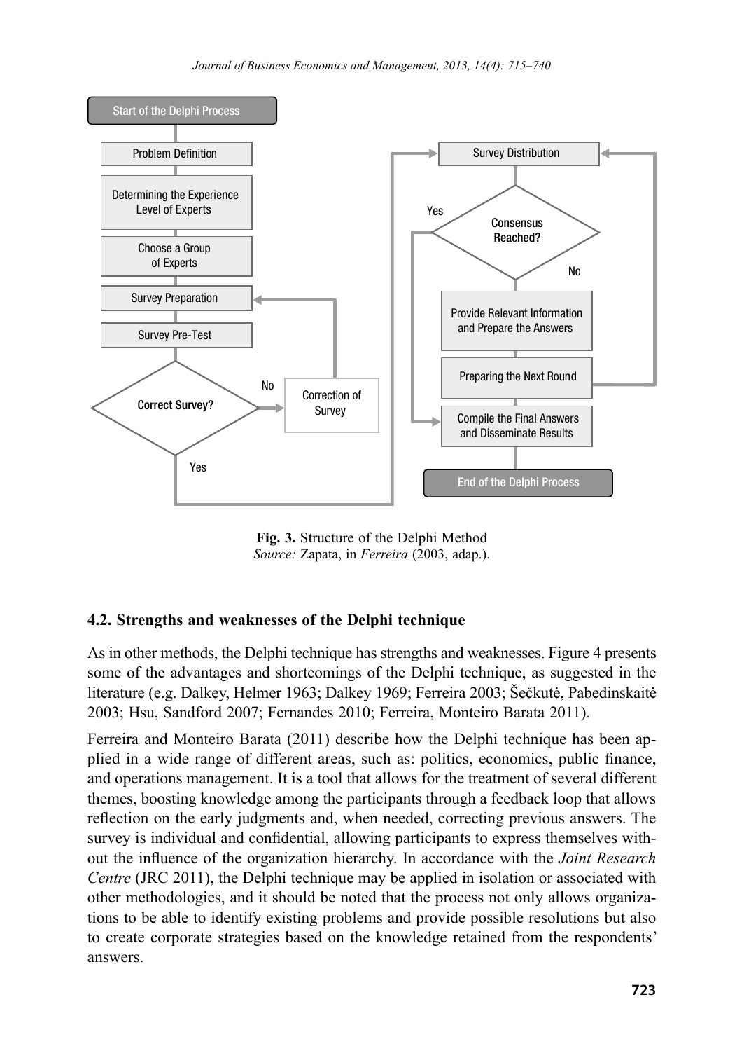**Fig. 3.** Structure of the Delphi Method
*Source:* Zapata, in *Ferreira* (2003, adap.).

### 4.2. Strengths and weaknesses of the Delphi technique

As in other methods, the Delphi technique has strengths and weaknesses. Figure 4 presents some of the advantages and shortcomings of the Delphi technique, as suggested in the literature (e.g. Dalkey, Helmer 1963; Dalkey 1969; Ferreira 2003; Šečkutė, Pabedinskaitė 2003; Hsu, Sandford 2007; Fernandes 2010; Ferreira, Monteiro Barata 2011).

Ferreira and Monteiro Barata (2011) describe how the Delphi technique has been applied in a wide range of different areas, such as: politics, economics, public finance, and operations management. It is a tool that allows for the treatment of several different themes, boosting knowledge among the participants through a feedback loop that allows reflection on the early judgments and, when needed, correcting previous answers. The survey is individual and confidential, allowing participants to express themselves without the influence of the organization hierarchy. In accordance with the *Joint Research Centre* (JRC 2011), the Delphi technique may be applied in isolation or associated with other methodologies, and it should be noted that the process not only allows organizations to be able to identify existing problems and provide possible resolutions but also to create corporate strategies based on the knowledge retained from the respondents' answers.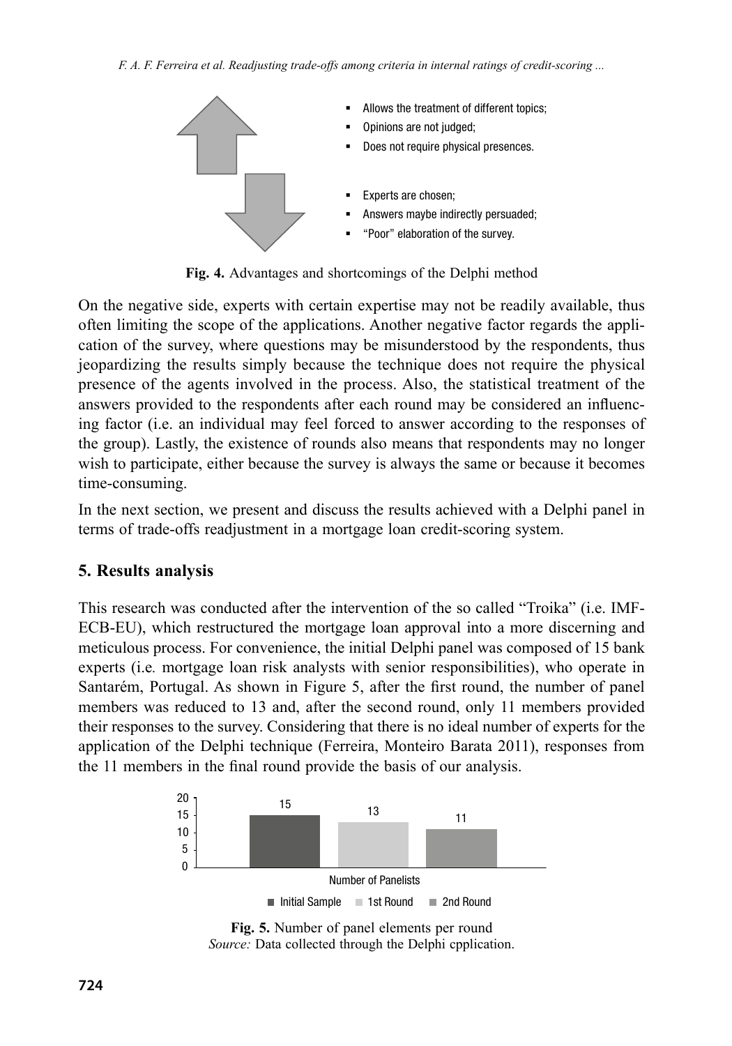- Allows the treatment of different topics;
- Opinions are not judged;
- Does not require physical presences.

- Experts are chosen;
- Answers maybe indirectly persuaded;
- "Poor" elaboration of the survey.

**Fig. 4.** Advantages and shortcomings of the Delphi method

On the negative side, experts with certain expertise may not be readily available, thus often limiting the scope of the applications. Another negative factor regards the application of the survey, where questions may be misunderstood by the respondents, thus jeopardizing the results simply because the technique does not require the physical presence of the agents involved in the process. Also, the statistical treatment of the answers provided to the respondents after each round may be considered an influencing factor (i.e. an individual may feel forced to answer according to the responses of the group). Lastly, the existence of rounds also means that respondents may no longer wish to participate, either because the survey is always the same or because it becomes time-consuming.

In the next section, we present and discuss the results achieved with a Delphi panel in terms of trade-offs readjustment in a mortgage loan credit-scoring system.

## 5. Results analysis

This research was conducted after the intervention of the so called "Troika" (i.e. IMF-ECB-EU), which restructured the mortgage loan approval into a more discerning and meticulous process. For convenience, the initial Delphi panel was composed of 15 bank experts (i.e. mortgage loan risk analysts with senior responsibilities), who operate in Santarém, Portugal. As shown in Figure 5, after the first round, the number of panel members was reduced to 13 and, after the second round, only 11 members provided their responses to the survey. Considering that there is no ideal number of experts for the application of the Delphi technique (Ferreira, Monteiro Barata 2011), responses from the 11 members in the final round provide the basis of our analysis.

| Number of Panelists | Initial Sample | 1st Round | 2nd Round |
|---|---|---|---|
| | 15 | 13 | 11 |

**Fig. 5.** Number of panel elements per round
*Source:* Data collected through the Delphi cpplication.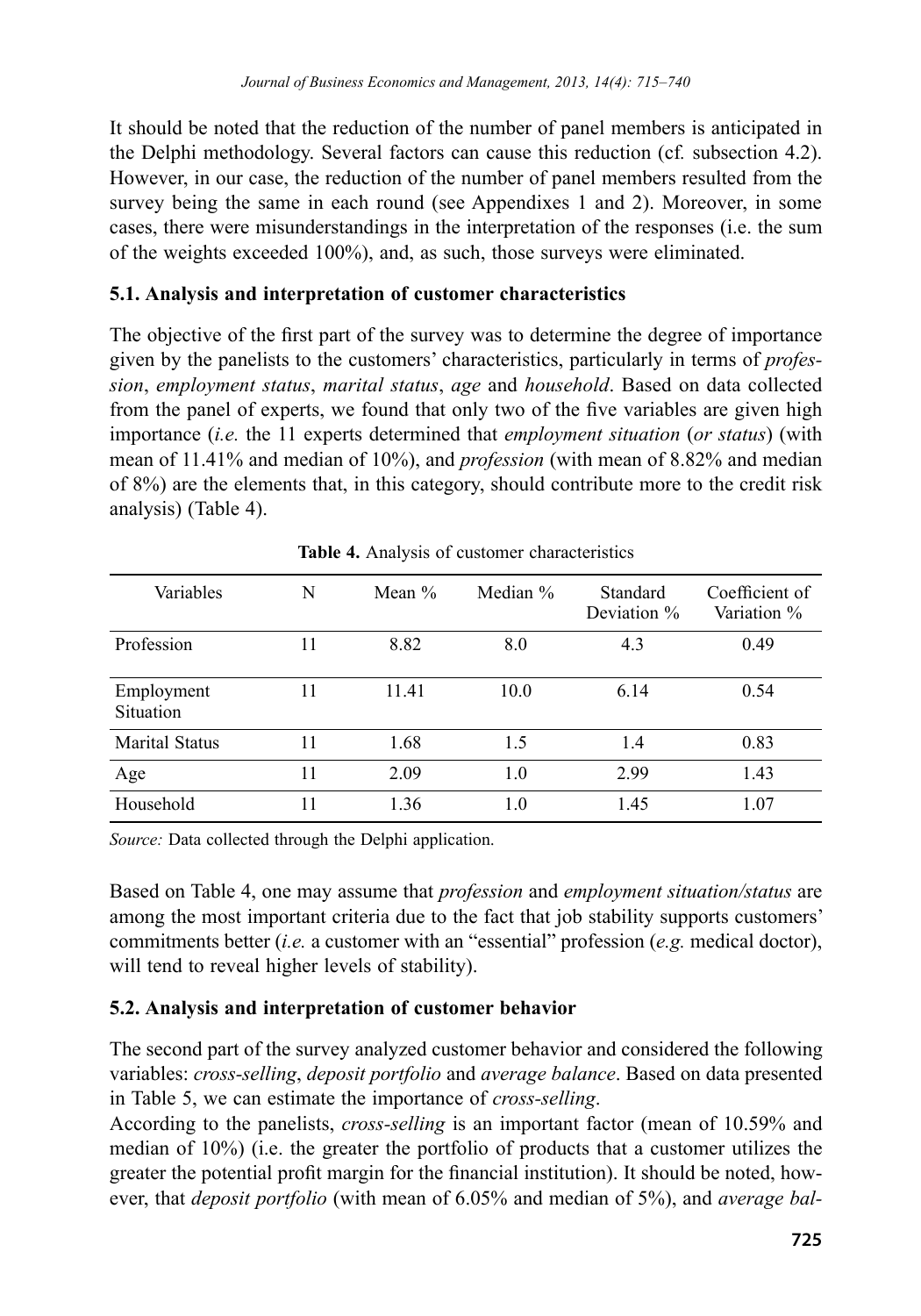It should be noted that the reduction of the number of panel members is anticipated in the Delphi methodology. Several factors can cause this reduction (cf. subsection 4.2). However, in our case, the reduction of the number of panel members resulted from the survey being the same in each round (see Appendixes 1 and 2). Moreover, in some cases, there were misunderstandings in the interpretation of the responses (i.e. the sum of the weights exceeded 100%), and, as such, those surveys were eliminated.

### 5.1. Analysis and interpretation of customer characteristics

The objective of the first part of the survey was to determine the degree of importance given by the panelists to the customers' characteristics, particularly in terms of *profession*, *employment status*, *marital status*, *age* and *household*. Based on data collected from the panel of experts, we found that only two of the five variables are given high importance (*i.e.* the 11 experts determined that *employment situation* (*or status*) (with mean of 11.41% and median of 10%), and *profession* (with mean of 8.82% and median of 8%) are the elements that, in this category, should contribute more to the credit risk analysis) (Table 4).

**Table 4.** Analysis of customer characteristics

| Variables | N | Mean % | Median % | Standard Deviation % | Coefficient of Variation % |
|---|---|---|---|---|---|
| Profession | 11 | 8.82 | 8.0 | 4.3 | 0.49 |
| Employment Situation | 11 | 11.41 | 10.0 | 6.14 | 0.54 |
| Marital Status | 11 | 1.68 | 1.5 | 1.4 | 0.83 |
| Age | 11 | 2.09 | 1.0 | 2.99 | 1.43 |
| Household | 11 | 1.36 | 1.0 | 1.45 | 1.07 |

*Source:* Data collected through the Delphi application.

Based on Table 4, one may assume that *profession* and *employment situation/status* are among the most important criteria due to the fact that job stability supports customers' commitments better (*i.e.* a customer with an "essential" profession (*e.g.* medical doctor), will tend to reveal higher levels of stability).

### 5.2. Analysis and interpretation of customer behavior

The second part of the survey analyzed customer behavior and considered the following variables: *cross-selling*, *deposit portfolio* and *average balance*. Based on data presented in Table 5, we can estimate the importance of *cross-selling*.

According to the panelists, *cross-selling* is an important factor (mean of 10.59% and median of 10%) (i.e. the greater the portfolio of products that a customer utilizes the greater the potential profit margin for the financial institution). It should be noted, however, that *deposit portfolio* (with mean of 6.05% and median of 5%), and *average bal-*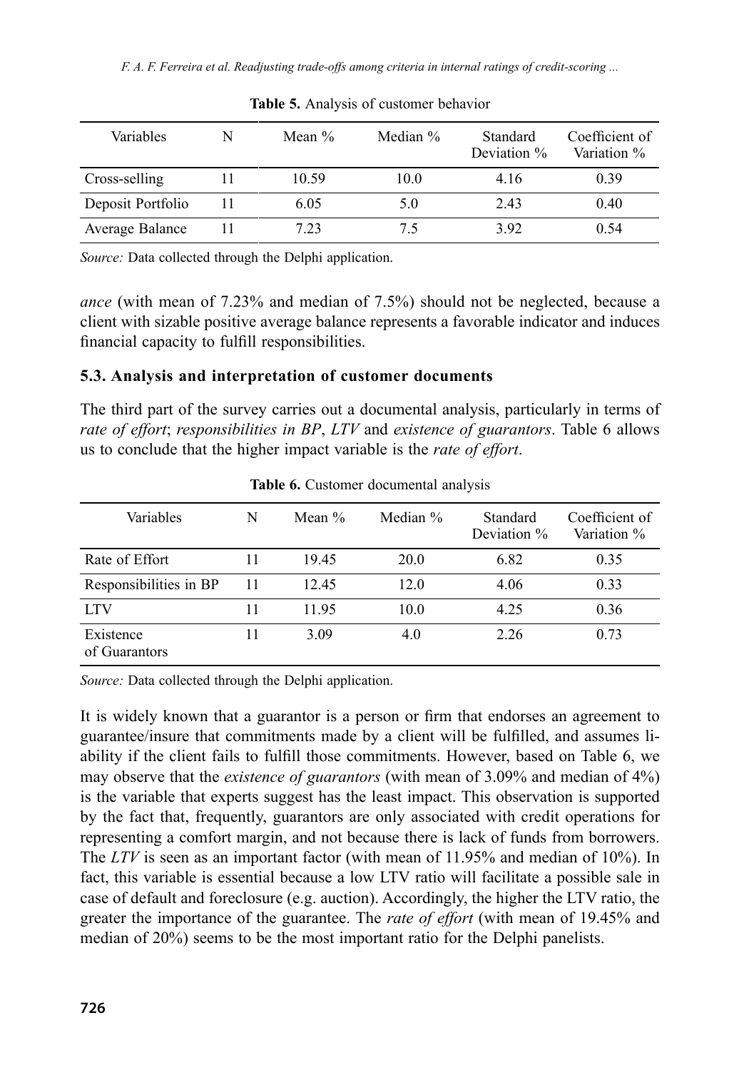**Table 5.** Analysis of customer behavior

| Variables | N | Mean % | Median % | Standard Deviation % | Coefficient of Variation % |
|---|---|---|---|---|---|
| Cross-selling | 11 | 10.59 | 10.0 | 4.16 | 0.39 |
| Deposit Portfolio | 11 | 6.05 | 5.0 | 2.43 | 0.40 |
| Average Balance | 11 | 7.23 | 7.5 | 3.92 | 0.54 |

*Source:* Data collected through the Delphi application.

*ance* (with mean of 7.23% and median of 7.5%) should not be neglected, because a client with sizable positive average balance represents a favorable indicator and induces financial capacity to fulfill responsibilities.

### 5.3. Analysis and interpretation of customer documents

The third part of the survey carries out a documental analysis, particularly in terms of *rate of effort*; *responsibilities in BP*, *LTV* and *existence of guarantors*. Table 6 allows us to conclude that the higher impact variable is the *rate of effort*.

**Table 6.** Customer documental analysis

| Variables | N | Mean % | Median % | Standard Deviation % | Coefficient of Variation % |
|---|---|---|---|---|---|
| Rate of Effort | 11 | 19.45 | 20.0 | 6.82 | 0.35 |
| Responsibilities in BP | 11 | 12.45 | 12.0 | 4.06 | 0.33 |
| LTV | 11 | 11.95 | 10.0 | 4.25 | 0.36 |
| Existence of Guarantors | 11 | 3.09 | 4.0 | 2.26 | 0.73 |

*Source:* Data collected through the Delphi application.

It is widely known that a guarantor is a person or firm that endorses an agreement to guarantee/insure that commitments made by a client will be fulfilled, and assumes liability if the client fails to fulfill those commitments. However, based on Table 6, we may observe that the *existence of guarantors* (with mean of 3.09% and median of 4%) is the variable that experts suggest has the least impact. This observation is supported by the fact that, frequently, guarantors are only associated with credit operations for representing a comfort margin, and not because there is lack of funds from borrowers. The *LTV* is seen as an important factor (with mean of 11.95% and median of 10%). In fact, this variable is essential because a low LTV ratio will facilitate a possible sale in case of default and foreclosure (e.g. auction). Accordingly, the higher the LTV ratio, the greater the importance of the guarantee. The *rate of effort* (with mean of 19.45% and median of 20%) seems to be the most important ratio for the Delphi panelists.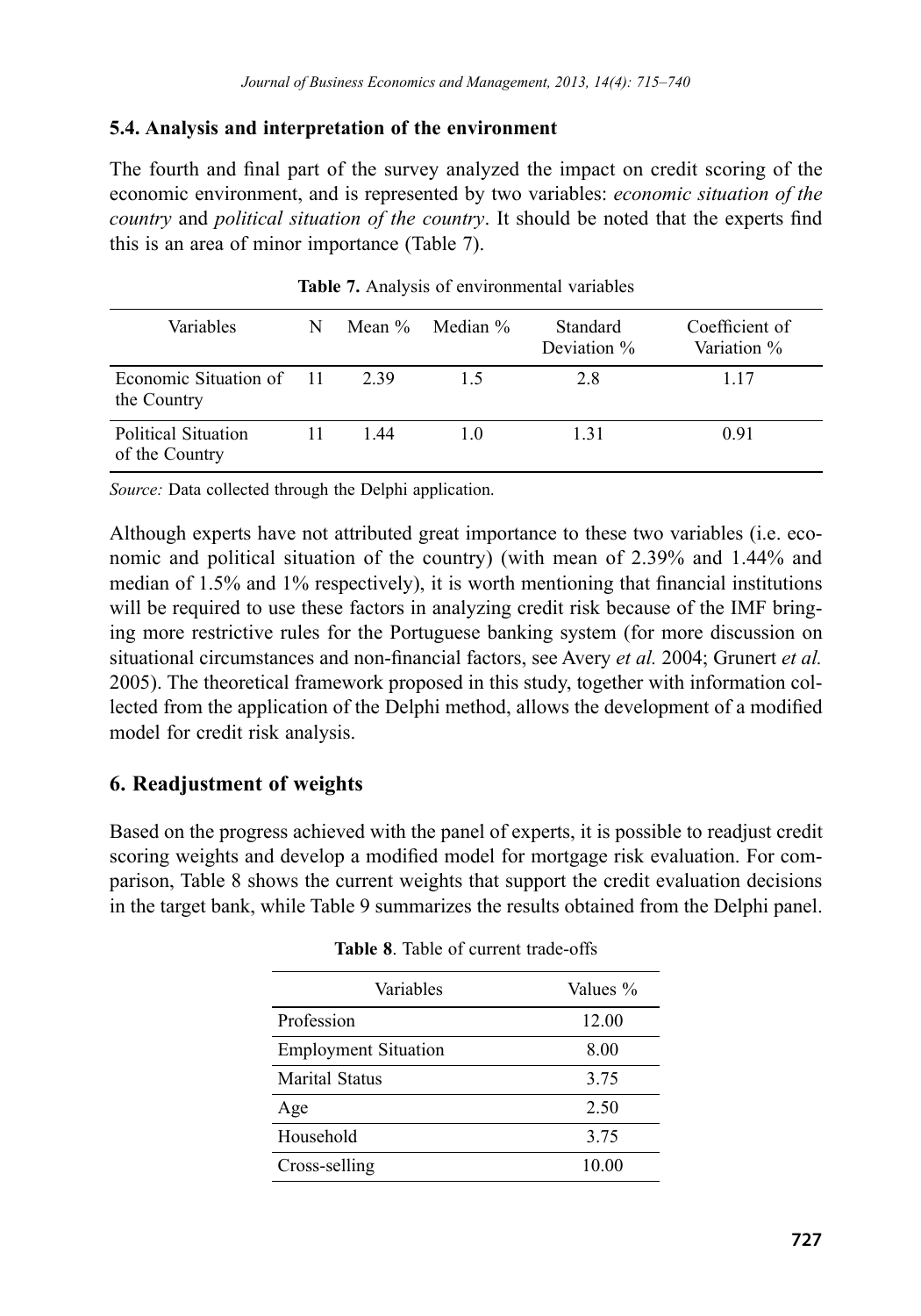### 5.4. Analysis and interpretation of the environment

The fourth and final part of the survey analyzed the impact on credit scoring of the economic environment, and is represented by two variables: *economic situation of the country* and *political situation of the country*. It should be noted that the experts find this is an area of minor importance (Table 7).

**Table 7.** Analysis of environmental variables

| Variables | N | Mean % | Median % | Standard Deviation % | Coefficient of Variation % |
|---|---|---|---|---|---|
| Economic Situation of the Country | 11 | 2.39 | 1.5 | 2.8 | 1.17 |
| Political Situation of the Country | 11 | 1.44 | 1.0 | 1.31 | 0.91 |

*Source:* Data collected through the Delphi application.

Although experts have not attributed great importance to these two variables (i.e. economic and political situation of the country) (with mean of 2.39% and 1.44% and median of 1.5% and 1% respectively), it is worth mentioning that financial institutions will be required to use these factors in analyzing credit risk because of the IMF bringing more restrictive rules for the Portuguese banking system (for more discussion on situational circumstances and non-financial factors, see Avery *et al.* 2004; Grunert *et al.* 2005). The theoretical framework proposed in this study, together with information collected from the application of the Delphi method, allows the development of a modified model for credit risk analysis.

## 6. Readjustment of weights

Based on the progress achieved with the panel of experts, it is possible to readjust credit scoring weights and develop a modified model for mortgage risk evaluation. For comparison, Table 8 shows the current weights that support the credit evaluation decisions in the target bank, while Table 9 summarizes the results obtained from the Delphi panel.

**Table 8**. Table of current trade-offs

| Variables | Values % |
|---|---|
| Profession | 12.00 |
| Employment Situation | 8.00 |
| Marital Status | 3.75 |
| Age | 2.50 |
| Household | 3.75 |
| Cross-selling | 10.00 |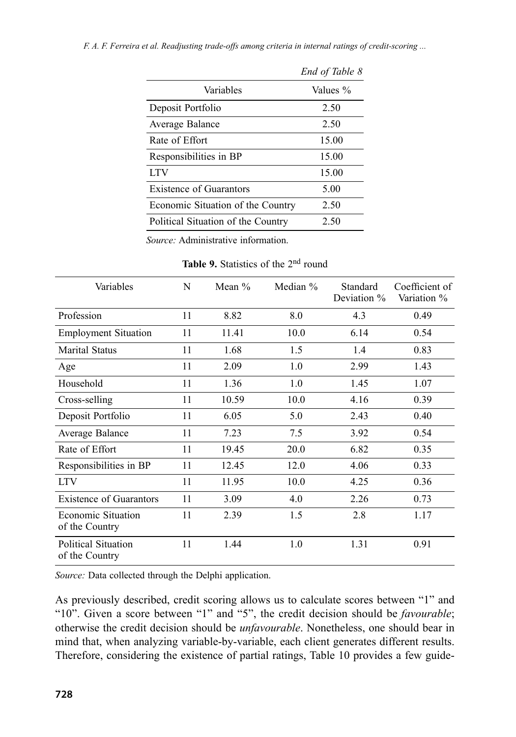*End of Table 8*

| Variables | Values % |
|---|---|
| Deposit Portfolio | 2.50 |
| Average Balance | 2.50 |
| Rate of Effort | 15.00 |
| Responsibilities in BP | 15.00 |
| LTV | 15.00 |
| Existence of Guarantors | 5.00 |
| Economic Situation of the Country | 2.50 |
| Political Situation of the Country | 2.50 |

*Source:* Administrative information.

**Table 9.** Statistics of the 2[nd] round

| Variables | N | Mean % | Median % | Standard Deviation % | Coefficient of Variation % |
|---|---|---|---|---|---|
| Profession | 11 | 8.82 | 8.0 | 4.3 | 0.49 |
| Employment Situation | 11 | 11.41 | 10.0 | 6.14 | 0.54 |
| Marital Status | 11 | 1.68 | 1.5 | 1.4 | 0.83 |
| Age | 11 | 2.09 | 1.0 | 2.99 | 1.43 |
| Household | 11 | 1.36 | 1.0 | 1.45 | 1.07 |
| Cross-selling | 11 | 10.59 | 10.0 | 4.16 | 0.39 |
| Deposit Portfolio | 11 | 6.05 | 5.0 | 2.43 | 0.40 |
| Average Balance | 11 | 7.23 | 7.5 | 3.92 | 0.54 |
| Rate of Effort | 11 | 19.45 | 20.0 | 6.82 | 0.35 |
| Responsibilities in BP | 11 | 12.45 | 12.0 | 4.06 | 0.33 |
| LTV | 11 | 11.95 | 10.0 | 4.25 | 0.36 |
| Existence of Guarantors | 11 | 3.09 | 4.0 | 2.26 | 0.73 |
| Economic Situation of the Country | 11 | 2.39 | 1.5 | 2.8 | 1.17 |
| Political Situation of the Country | 11 | 1.44 | 1.0 | 1.31 | 0.91 |

*Source:* Data collected through the Delphi application.

As previously described, credit scoring allows us to calculate scores between "1" and "10". Given a score between "1" and "5", the credit decision should be *favourable*; otherwise the credit decision should be *unfavourable*. Nonetheless, one should bear in mind that, when analyzing variable-by-variable, each client generates different results. Therefore, considering the existence of partial ratings, Table 10 provides a few guide-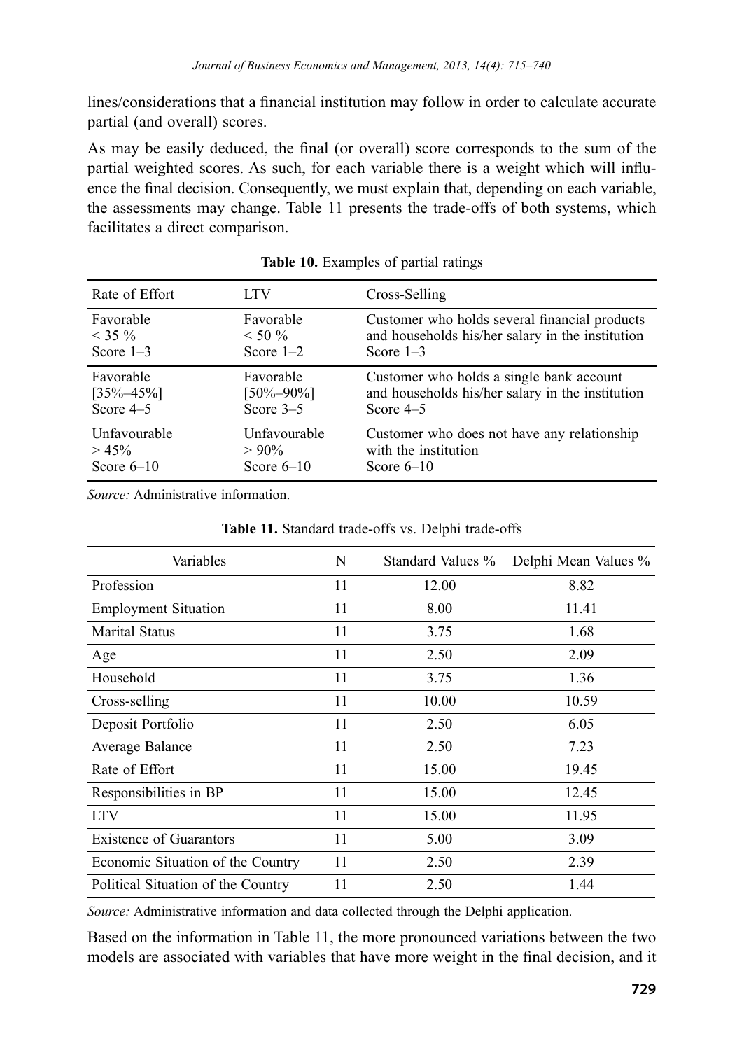lines/considerations that a financial institution may follow in order to calculate accurate partial (and overall) scores.

As may be easily deduced, the final (or overall) score corresponds to the sum of the partial weighted scores. As such, for each variable there is a weight which will influence the final decision. Consequently, we must explain that, depending on each variable, the assessments may change. Table 11 presents the trade-offs of both systems, which facilitates a direct comparison.

**Table 10.** Examples of partial ratings

| Rate of Effort | LTV | Cross-Selling |
|---|---|---|
| Favorable<br>< 35 %<br>Score 1–3 | Favorable<br>< 50 %<br>Score 1–2 | Customer who holds several financial products and households his/her salary in the institution<br>Score 1–3 |
| Favorable<br>[35%–45%]<br>Score 4–5 | Favorable<br>[50%–90%]<br>Score 3–5 | Customer who holds a single bank account and households his/her salary in the institution<br>Score 4–5 |
| Unfavourable<br>> 45%<br>Score 6–10 | Unfavourable<br>> 90%<br>Score 6–10 | Customer who does not have any relationship with the institution<br>Score 6–10 |

*Source:* Administrative information.

**Table 11.** Standard trade-offs vs. Delphi trade-offs

| Variables | N | Standard Values % | Delphi Mean Values % |
|---|---|---|---|
| Profession | 11 | 12.00 | 8.82 |
| Employment Situation | 11 | 8.00 | 11.41 |
| Marital Status | 11 | 3.75 | 1.68 |
| Age | 11 | 2.50 | 2.09 |
| Household | 11 | 3.75 | 1.36 |
| Cross-selling | 11 | 10.00 | 10.59 |
| Deposit Portfolio | 11 | 2.50 | 6.05 |
| Average Balance | 11 | 2.50 | 7.23 |
| Rate of Effort | 11 | 15.00 | 19.45 |
| Responsibilities in BP | 11 | 15.00 | 12.45 |
| LTV | 11 | 15.00 | 11.95 |
| Existence of Guarantors | 11 | 5.00 | 3.09 |
| Economic Situation of the Country | 11 | 2.50 | 2.39 |
| Political Situation of the Country | 11 | 2.50 | 1.44 |

*Source:* Administrative information and data collected through the Delphi application.

Based on the information in Table 11, the more pronounced variations between the two models are associated with variables that have more weight in the final decision, and it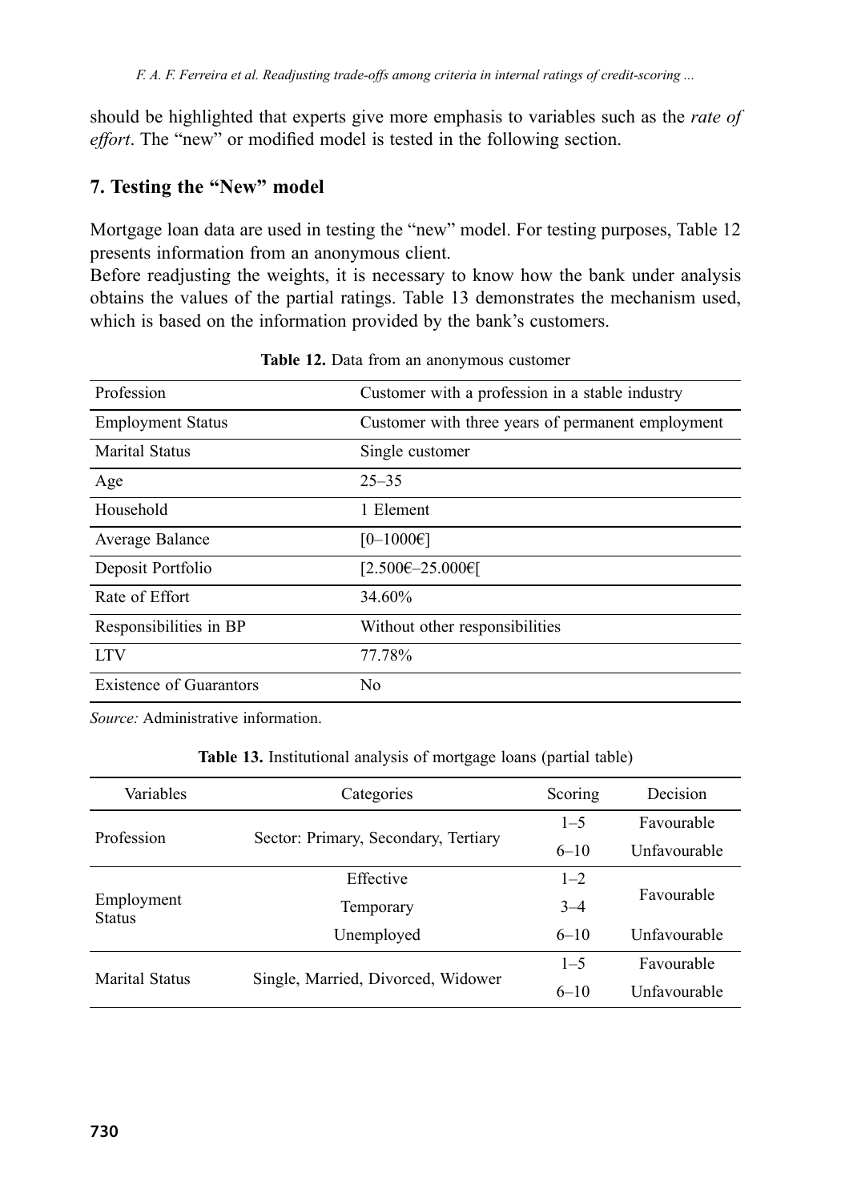should be highlighted that experts give more emphasis to variables such as the *rate of effort*. The "new" or modified model is tested in the following section.

## 7. Testing the "New" model

Mortgage loan data are used in testing the "new" model. For testing purposes, Table 12 presents information from an anonymous client.

Before readjusting the weights, it is necessary to know how the bank under analysis obtains the values of the partial ratings. Table 13 demonstrates the mechanism used, which is based on the information provided by the bank's customers.

**Table 12.** Data from an anonymous customer

| | |
|---|---|
| Profession | Customer with a profession in a stable industry |
| Employment Status | Customer with three years of permanent employment |
| Marital Status | Single customer |
| Age | 25–35 |
| Household | 1 Element |
| Average Balance | [0–1000€] |
| Deposit Portfolio | [2.500€–25.000€[ |
| Rate of Effort | 34.60% |
| Responsibilities in BP | Without other responsibilities |
| LTV | 77.78% |
| Existence of Guarantors | No |

*Source:* Administrative information.

**Table 13.** Institutional analysis of mortgage loans (partial table)

| Variables | Categories | Scoring | Decision |
|---|---|---|---|
| Profession | Sector: Primary, Secondary, Tertiary | 1–5 | Favourable |
| | | 6–10 | Unfavourable |
| Employment Status | Effective | 1–2 | Favourable |
| | Temporary | 3–4 | |
| | Unemployed | 6–10 | Unfavourable |
| Marital Status | Single, Married, Divorced, Widower | 1–5 | Favourable |
| | | 6–10 | Unfavourable |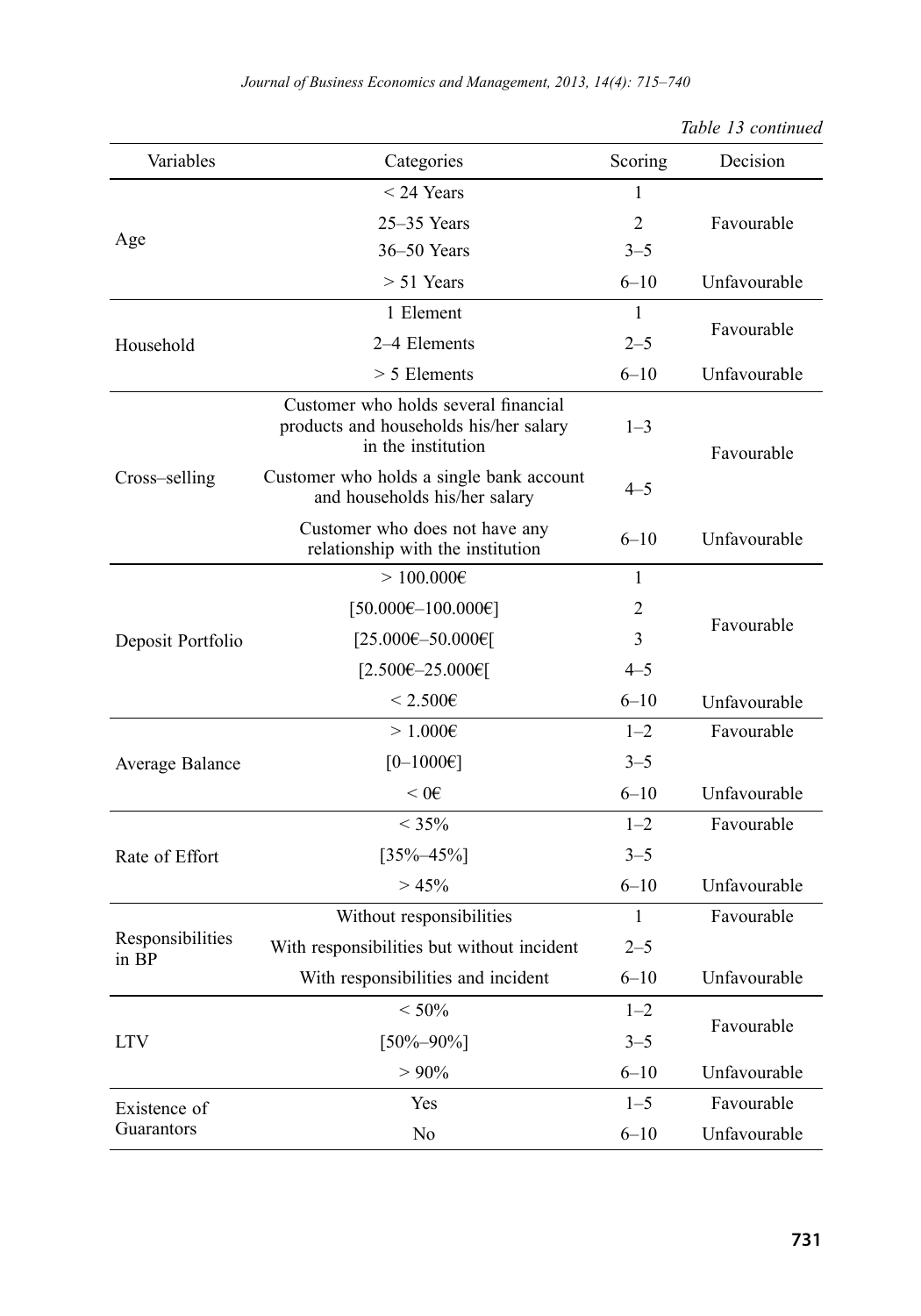*Table 13 continued*

| Variables | Categories | Scoring | Decision |
|---|---|---|---|
| Age | < 24 Years | 1 | Favourable |
| | 25–35 Years | 2 | |
| | 36–50 Years | 3–5 | |
| | > 51 Years | 6–10 | Unfavourable |
| Household | 1 Element | 1 | Favourable |
| | 2–4 Elements | 2–5 | |
| | > 5 Elements | 6–10 | Unfavourable |
| Cross–selling | Customer who holds several financial products and households his/her salary in the institution | 1–3 | Favourable |
| | Customer who holds a single bank account and households his/her salary | 4–5 | |
| | Customer who does not have any relationship with the institution | 6–10 | Unfavourable |
| Deposit Portfolio | > 100.000€ | 1 | Favourable |
| | [50.000€–100.000€] | 2 | |
| | [25.000€–50.000€[ | 3 | |
| | [2.500€–25.000€[ | 4–5 | |
| | < 2.500€ | 6–10 | Unfavourable |
| Average Balance | > 1.000€ | 1–2 | Favourable |
| | [0–1000€] | 3–5 | |
| | < 0€ | 6–10 | Unfavourable |
| Rate of Effort | < 35% | 1–2 | Favourable |
| | [35%–45%] | 3–5 | |
| | > 45% | 6–10 | Unfavourable |
| Responsibilities in BP | Without responsibilities | 1 | Favourable |
| | With responsibilities but without incident | 2–5 | |
| | With responsibilities and incident | 6–10 | Unfavourable |
| LTV | < 50% | 1–2 | Favourable |
| | [50%–90%] | 3–5 | |
| | > 90% | 6–10 | Unfavourable |
| Existence of Guarantors | Yes | 1–5 | Favourable |
| | No | 6–10 | Unfavourable |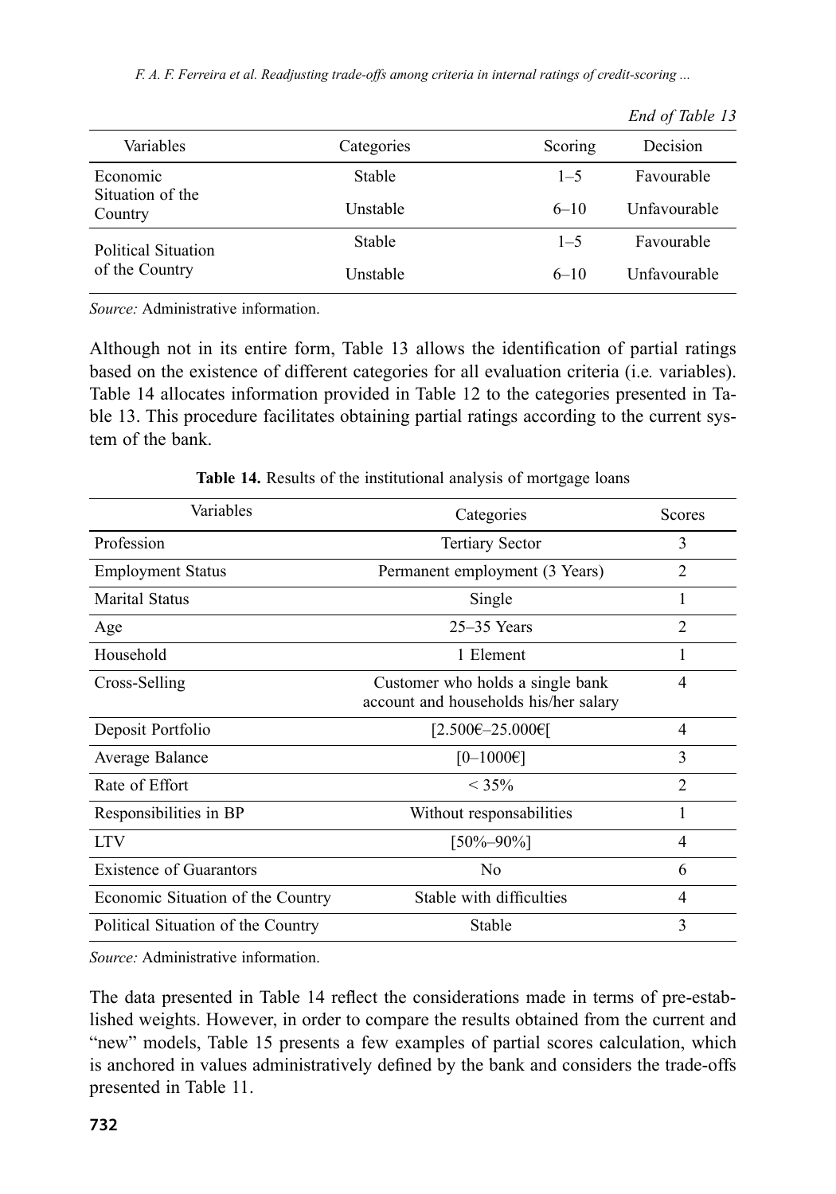*End of Table 13*

| Variables | Categories | Scoring | Decision |
|---|---|---|---|
| Economic Situation of the Country | Stable | 1–5 | Favourable |
| | Unstable | 6–10 | Unfavourable |
| Political Situation of the Country | Stable | 1–5 | Favourable |
| | Unstable | 6–10 | Unfavourable |

*Source:* Administrative information.

Although not in its entire form, Table 13 allows the identification of partial ratings based on the existence of different categories for all evaluation criteria (i.e. variables). Table 14 allocates information provided in Table 12 to the categories presented in Table 13. This procedure facilitates obtaining partial ratings according to the current system of the bank.

**Table 14.** Results of the institutional analysis of mortgage loans

| Variables | Categories | Scores |
|---|---|---|
| Profession | Tertiary Sector | 3 |
| Employment Status | Permanent employment (3 Years) | 2 |
| Marital Status | Single | 1 |
| Age | 25–35 Years | 2 |
| Household | 1 Element | 1 |
| Cross-Selling | Customer who holds a single bank account and households his/her salary | 4 |
| Deposit Portfolio | [2.500€–25.000€[ | 4 |
| Average Balance | [0–1000€] | 3 |
| Rate of Effort | < 35% | 2 |
| Responsibilities in BP | Without responsabilities | 1 |
| LTV | [50%–90%] | 4 |
| Existence of Guarantors | No | 6 |
| Economic Situation of the Country | Stable with difficulties | 4 |
| Political Situation of the Country | Stable | 3 |

*Source:* Administrative information.

The data presented in Table 14 reflect the considerations made in terms of pre-established weights. However, in order to compare the results obtained from the current and "new" models, Table 15 presents a few examples of partial scores calculation, which is anchored in values administratively defined by the bank and considers the trade-offs presented in Table 11.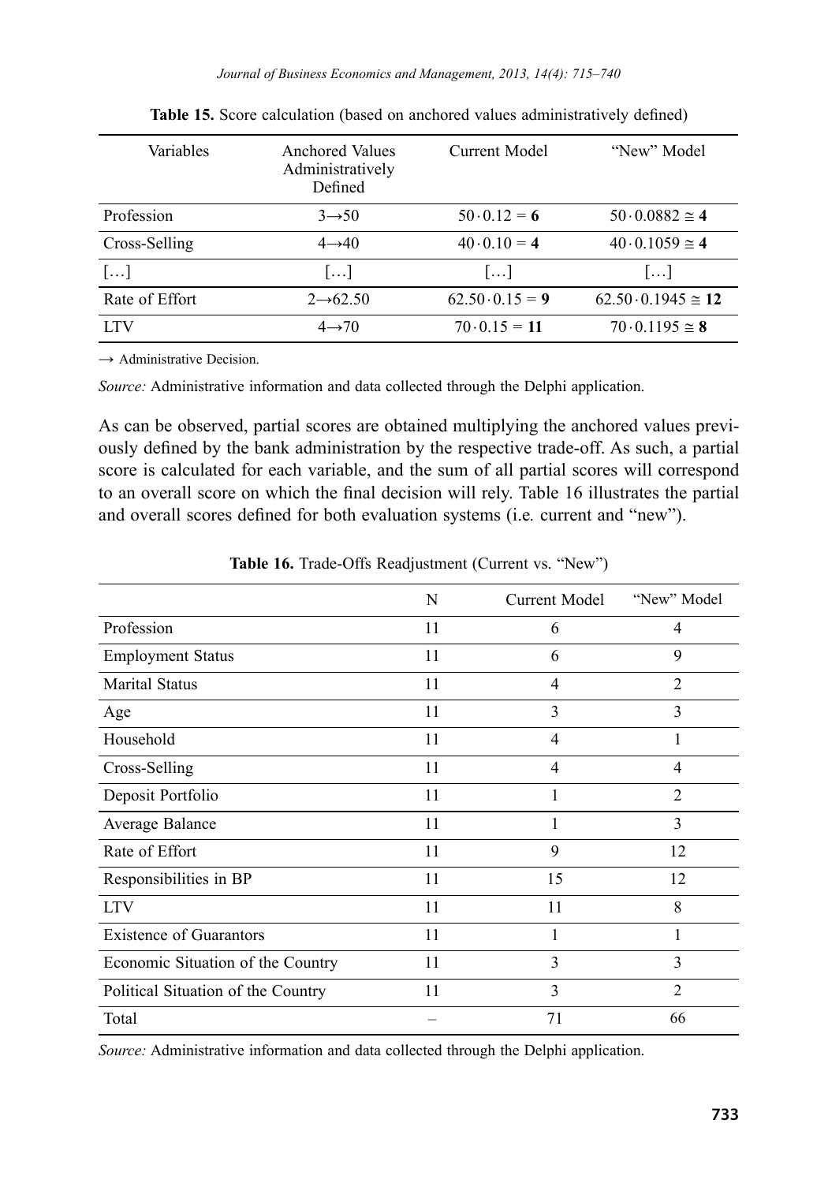**Table 15.** Score calculation (based on anchored values administratively defined)

| Variables | Anchored Values Administratively Defined | Current Model | "New" Model |
|---|---|---|---|
| Profession | $3 \rightarrow 50$ | $50 \cdot 0.12 = \mathbf{6}$ | $50 \cdot 0.0882 \cong \mathbf{4}$ |
| Cross-Selling | $4 \rightarrow 40$ | $40 \cdot 0.10 = \mathbf{4}$ | $40 \cdot 0.1059 \cong \mathbf{4}$ |
| […] | […] | […] | […] |
| Rate of Effort | $2 \rightarrow 62.50$ | $62.50 \cdot 0.15 = \mathbf{9}$ | $62.50 \cdot 0.1945 \cong \mathbf{12}$ |
| LTV | $4 \rightarrow 70$ | $70 \cdot 0.15 = \mathbf{11}$ | $70 \cdot 0.1195 \cong \mathbf{8}$ |

→ Administrative Decision.

*Source:* Administrative information and data collected through the Delphi application.

As can be observed, partial scores are obtained multiplying the anchored values previously defined by the bank administration by the respective trade-off. As such, a partial score is calculated for each variable, and the sum of all partial scores will correspond to an overall score on which the final decision will rely. Table 16 illustrates the partial and overall scores defined for both evaluation systems (i.e*.* current and "new").

**Table 16.** Trade-Offs Readjustment (Current vs. "New")

| | N | Current Model | "New" Model |
|---|---|---|---|
| Profession | 11 | 6 | 4 |
| Employment Status | 11 | 6 | 9 |
| Marital Status | 11 | 4 | 2 |
| Age | 11 | 3 | 3 |
| Household | 11 | 4 | 1 |
| Cross-Selling | 11 | 4 | 4 |
| Deposit Portfolio | 11 | 1 | 2 |
| Average Balance | 11 | 1 | 3 |
| Rate of Effort | 11 | 9 | 12 |
| Responsibilities in BP | 11 | 15 | 12 |
| LTV | 11 | 11 | 8 |
| Existence of Guarantors | 11 | 1 | 1 |
| Economic Situation of the Country | 11 | 3 | 3 |
| Political Situation of the Country | 11 | 3 | 2 |
| Total | – | 71 | 66 |

*Source:* Administrative information and data collected through the Delphi application.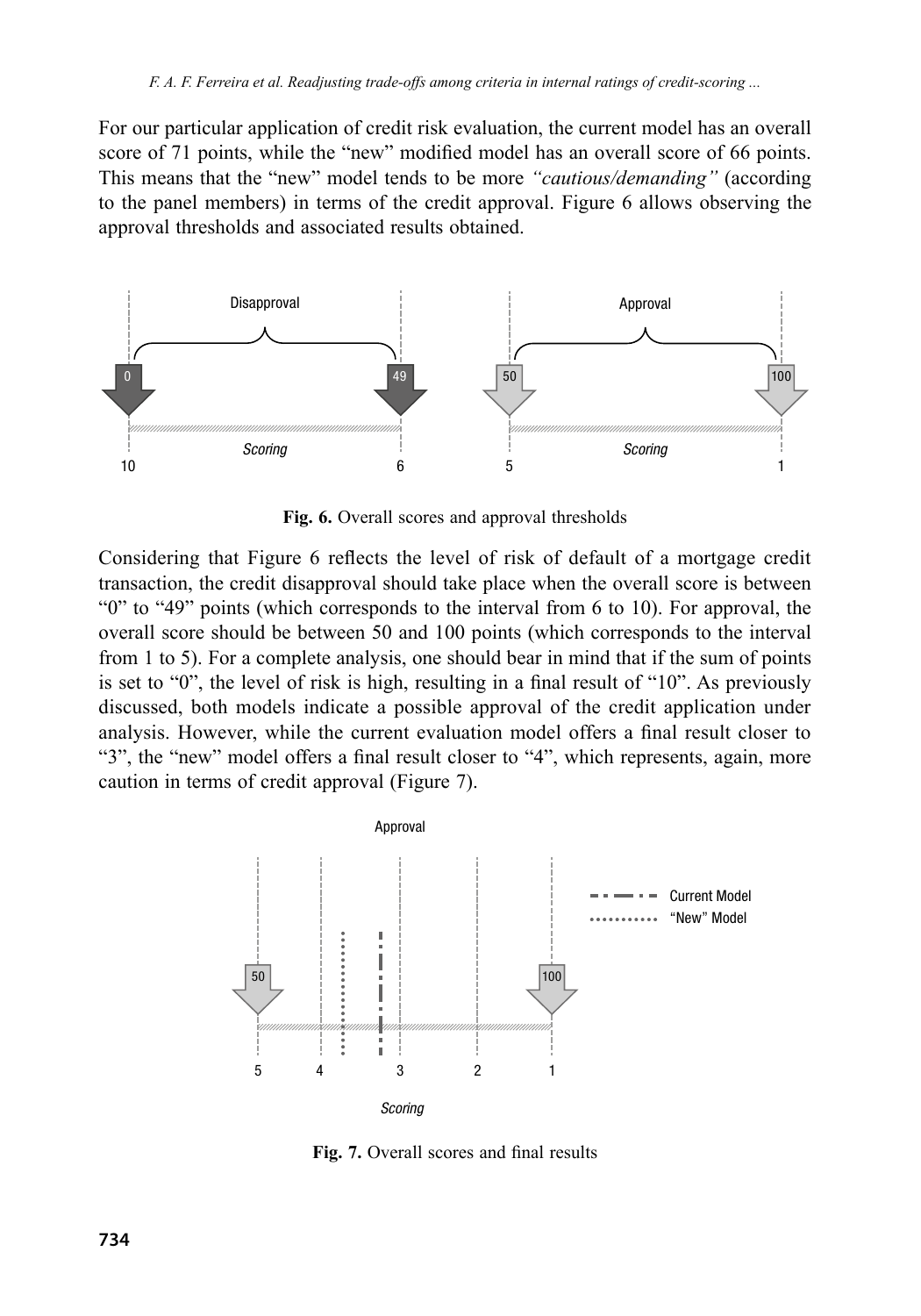For our particular application of credit risk evaluation, the current model has an overall score of 71 points, while the "new" modified model has an overall score of 66 points. This means that the "new" model tends to be more *"cautious/demanding"* (according to the panel members) in terms of the credit approval. Figure 6 allows observing the approval thresholds and associated results obtained.

**Fig. 6.** Overall scores and approval thresholds

Considering that Figure 6 reflects the level of risk of default of a mortgage credit transaction, the credit disapproval should take place when the overall score is between "0" to "49" points (which corresponds to the interval from 6 to 10). For approval, the overall score should be between 50 and 100 points (which corresponds to the interval from 1 to 5). For a complete analysis, one should bear in mind that if the sum of points is set to "0", the level of risk is high, resulting in a final result of "10". As previously discussed, both models indicate a possible approval of the credit application under analysis. However, while the current evaluation model offers a final result closer to "3", the "new" model offers a final result closer to "4", which represents, again, more caution in terms of credit approval (Figure 7).

**Fig. 7.** Overall scores and final results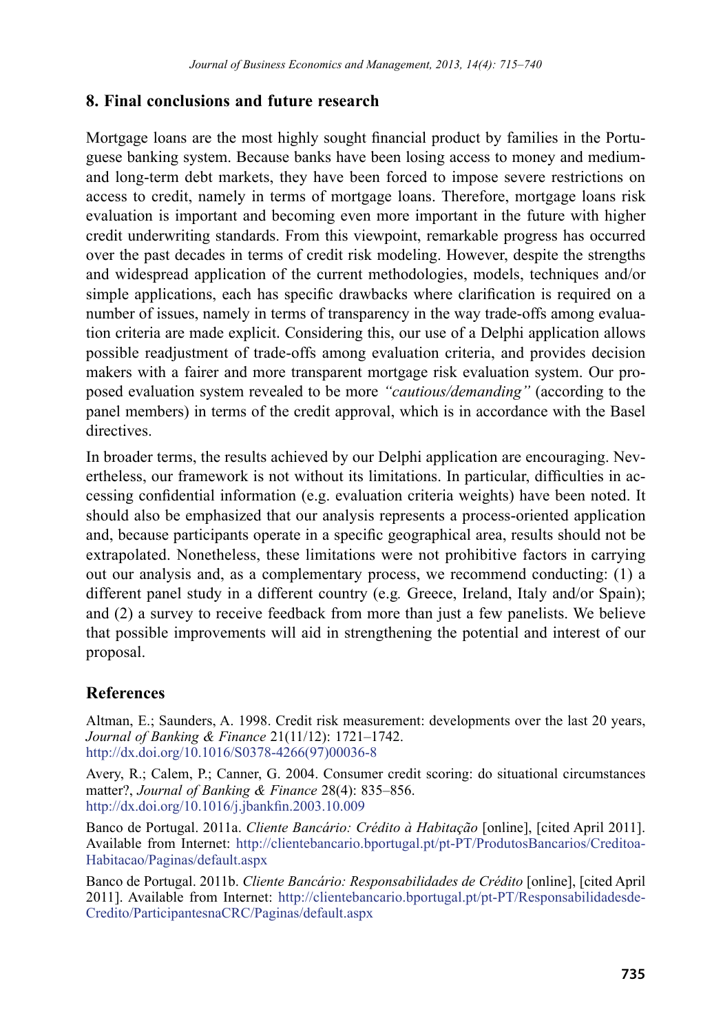## 8. Final conclusions and future research

Mortgage loans are the most highly sought financial product by families in the Portuguese banking system. Because banks have been losing access to money and medium- and long-term debt markets, they have been forced to impose severe restrictions on access to credit, namely in terms of mortgage loans. Therefore, mortgage loans risk evaluation is important and becoming even more important in the future with higher credit underwriting standards. From this viewpoint, remarkable progress has occurred over the past decades in terms of credit risk modeling. However, despite the strengths and widespread application of the current methodologies, models, techniques and/or simple applications, each has specific drawbacks where clarification is required on a number of issues, namely in terms of transparency in the way trade-offs among evaluation criteria are made explicit. Considering this, our use of a Delphi application allows possible readjustment of trade-offs among evaluation criteria, and provides decision makers with a fairer and more transparent mortgage risk evaluation system. Our proposed evaluation system revealed to be more *"cautious/demanding"* (according to the panel members) in terms of the credit approval, which is in accordance with the Basel directives.

In broader terms, the results achieved by our Delphi application are encouraging. Nevertheless, our framework is not without its limitations. In particular, difficulties in accessing confidential information (e.g. evaluation criteria weights) have been noted. It should also be emphasized that our analysis represents a process-oriented application and, because participants operate in a specific geographical area, results should not be extrapolated. Nonetheless, these limitations were not prohibitive factors in carrying out our analysis and, as a complementary process, we recommend conducting: (1) a different panel study in a different country (e.g*.* Greece, Ireland, Italy and/or Spain); and (2) a survey to receive feedback from more than just a few panelists. We believe that possible improvements will aid in strengthening the potential and interest of our proposal.

## References

Altman, E.; Saunders, A. 1998. Credit risk measurement: developments over the last 20 years, *Journal of Banking & Finance* 21(11/12): 1721–1742. http://dx.doi.org/10.1016/S0378-4266(97)00036-8

Avery, R.; Calem, P.; Canner, G. 2004. Consumer credit scoring: do situational circumstances matter?, *Journal of Banking & Finance* 28(4): 835–856. http://dx.doi.org/10.1016/j.jbankfin.2003.10.009

Banco de Portugal. 2011a. *Cliente Bancário: Crédito à Habitação* [online], [cited April 2011]. Available from Internet: http://clientebancario.bportugal.pt/pt-PT/ProdutosBancarios/Creditoa-Habitacao/Paginas/default.aspx

Banco de Portugal. 2011b. *Cliente Bancário: Responsabilidades de Crédito* [online], [cited April 2011]. Available from Internet: http://clientebancario.bportugal.pt/pt-PT/Responsabilidadesde-Credito/ParticipantesnaCRC/Paginas/default.aspx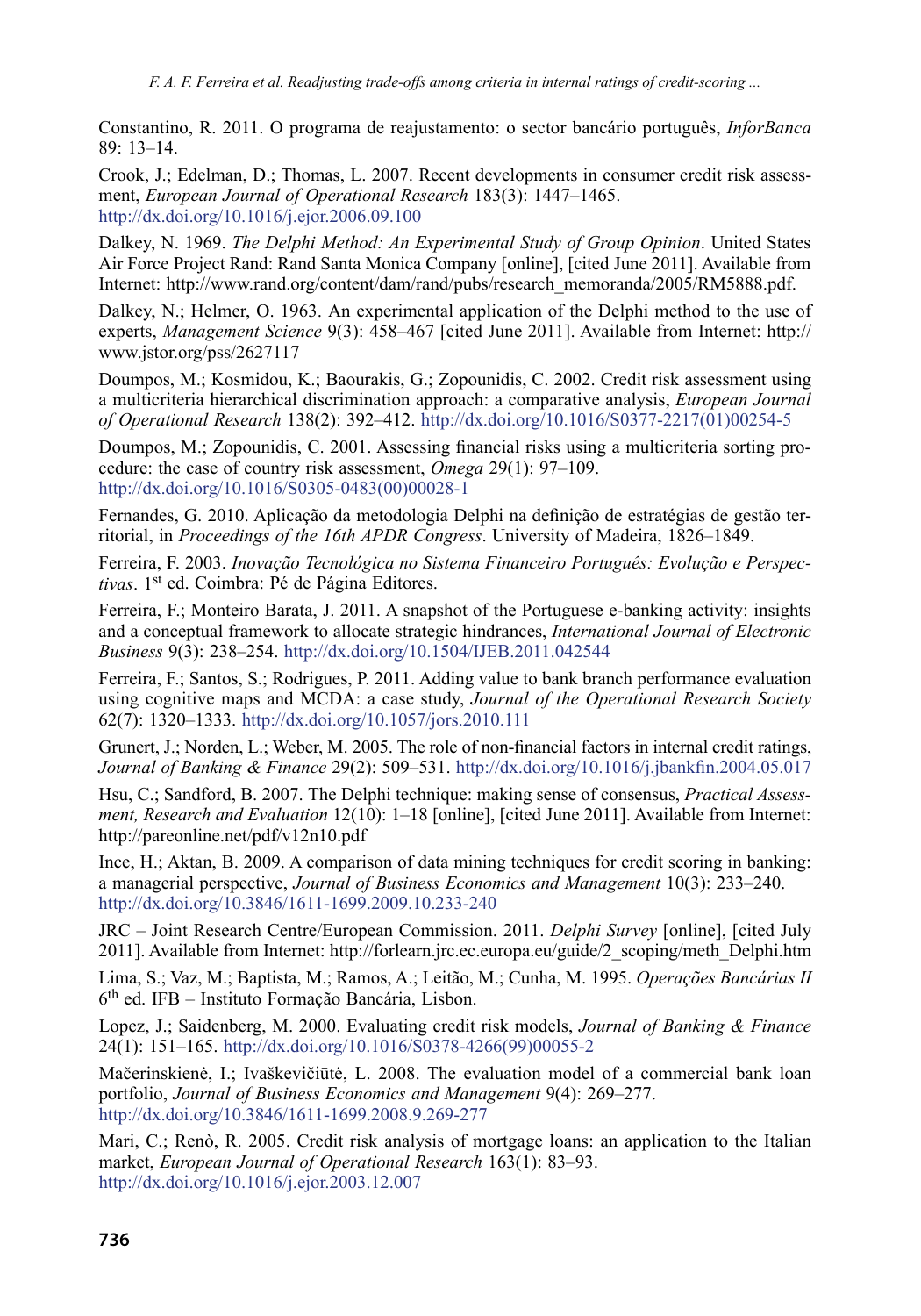Constantino, R. 2011. O programa de reajustamento: o sector bancário português, *InforBanca* 89: 13–14.

Crook, J.; Edelman, D.; Thomas, L. 2007. Recent developments in consumer credit risk assessment, *European Journal of Operational Research* 183(3): 1447–1465. http://dx.doi.org/10.1016/j.ejor.2006.09.100

Dalkey, N. 1969. *The Delphi Method: An Experimental Study of Group Opinion*. United States Air Force Project Rand: Rand Santa Monica Company [online], [cited June 2011]. Available from Internet: http://www.rand.org/content/dam/rand/pubs/research_memoranda/2005/RM5888.pdf.

Dalkey, N.; Helmer, O. 1963. An experimental application of the Delphi method to the use of experts, *Management Science* 9(3): 458–467 [cited June 2011]. Available from Internet: http://www.jstor.org/pss/2627117

Doumpos, M.; Kosmidou, K.; Baourakis, G.; Zopounidis, C. 2002. Credit risk assessment using a multicriteria hierarchical discrimination approach: a comparative analysis, *European Journal of Operational Research* 138(2): 392–412. http://dx.doi.org/10.1016/S0377-2217(01)00254-5

Doumpos, M.; Zopounidis, C. 2001. Assessing financial risks using a multicriteria sorting procedure: the case of country risk assessment, *Omega* 29(1): 97–109. http://dx.doi.org/10.1016/S0305-0483(00)00028-1

Fernandes, G. 2010. Aplicação da metodologia Delphi na definição de estratégias de gestão territorial, in *Proceedings of the 16th APDR Congress*. University of Madeira, 1826–1849.

Ferreira, F. 2003. *Inovação Tecnológica no Sistema Financeiro Português: Evolução e Perspectivas*. 1st ed. Coimbra: Pé de Página Editores.

Ferreira, F.; Monteiro Barata, J. 2011. A snapshot of the Portuguese e-banking activity: insights and a conceptual framework to allocate strategic hindrances, *International Journal of Electronic Business* 9(3): 238–254. http://dx.doi.org/10.1504/IJEB.2011.042544

Ferreira, F.; Santos, S.; Rodrigues, P. 2011. Adding value to bank branch performance evaluation using cognitive maps and MCDA: a case study, *Journal of the Operational Research Society* 62(7): 1320–1333. http://dx.doi.org/10.1057/jors.2010.111

Grunert, J.; Norden, L.; Weber, M. 2005. The role of non-financial factors in internal credit ratings, *Journal of Banking & Finance* 29(2): 509–531. http://dx.doi.org/10.1016/j.jbankfin.2004.05.017

Hsu, C.; Sandford, B. 2007. The Delphi technique: making sense of consensus, *Practical Assessment, Research and Evaluation* 12(10): 1–18 [online], [cited June 2011]. Available from Internet: http://pareonline.net/pdf/v12n10.pdf

Ince, H.; Aktan, B. 2009. A comparison of data mining techniques for credit scoring in banking: a managerial perspective, *Journal of Business Economics and Management* 10(3): 233–240. http://dx.doi.org/10.3846/1611-1699.2009.10.233-240

JRC – Joint Research Centre/European Commission. 2011. *Delphi Survey* [online], [cited July 2011]. Available from Internet: http://forlearn.jrc.ec.europa.eu/guide/2_scoping/meth_Delphi.htm

Lima, S.; Vaz, M.; Baptista, M.; Ramos, A.; Leitão, M.; Cunha, M. 1995. *Operações Bancárias II* 6th ed. IFB – Instituto Formação Bancária, Lisbon.

Lopez, J.; Saidenberg, M. 2000. Evaluating credit risk models, *Journal of Banking & Finance* 24(1): 151–165. http://dx.doi.org/10.1016/S0378-4266(99)00055-2

Mačerinskienė, I.; Ivaškevičiūtė, L. 2008. The evaluation model of a commercial bank loan portfolio, *Journal of Business Economics and Management* 9(4): 269–277. http://dx.doi.org/10.3846/1611-1699.2008.9.269-277

Mari, C.; Renò, R. 2005. Credit risk analysis of mortgage loans: an application to the Italian market, *European Journal of Operational Research* 163(1): 83–93. http://dx.doi.org/10.1016/j.ejor.2003.12.007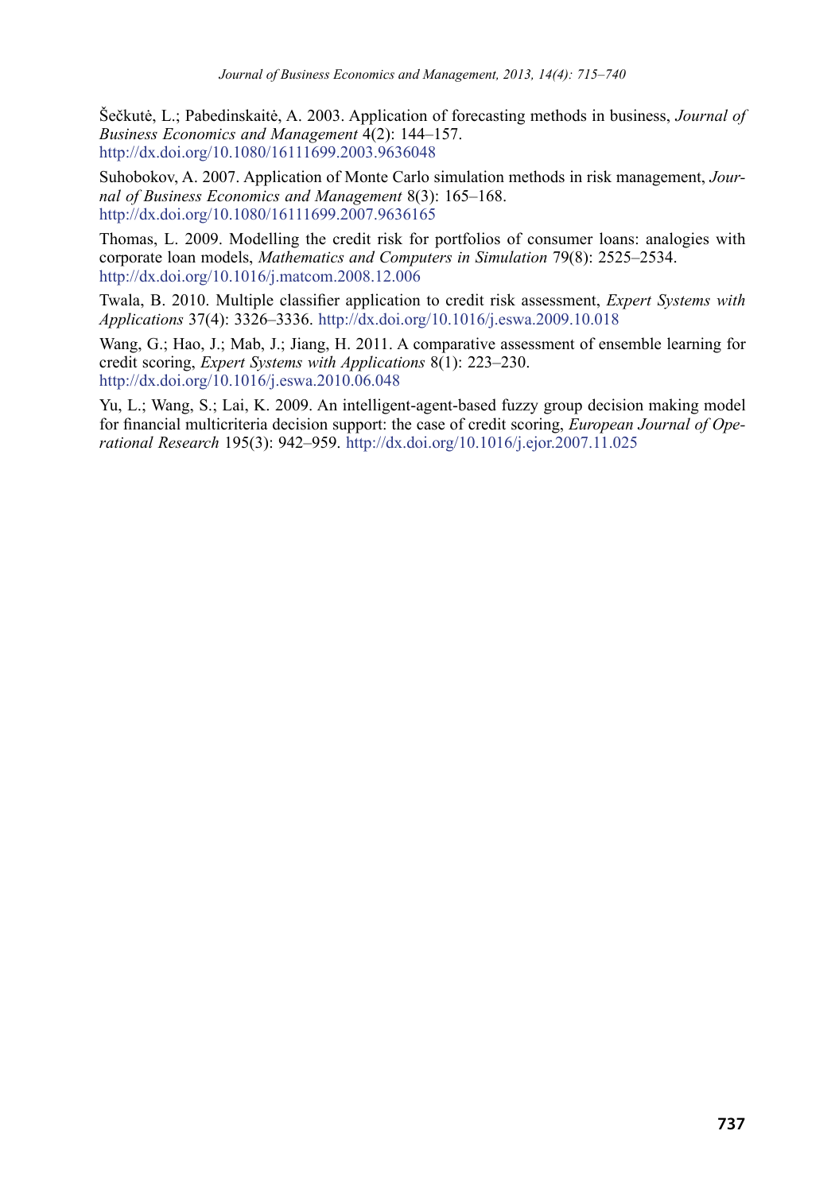Šečkutė, L.; Pabedinskaitė, A. 2003. Application of forecasting methods in business, *Journal of Business Economics and Management* 4(2): 144–157. http://dx.doi.org/10.1080/16111699.2003.9636048

Suhobokov, A. 2007. Application of Monte Carlo simulation methods in risk management, *Journal of Business Economics and Management* 8(3): 165–168. http://dx.doi.org/10.1080/16111699.2007.9636165

Thomas, L. 2009. Modelling the credit risk for portfolios of consumer loans: analogies with corporate loan models, *Mathematics and Computers in Simulation* 79(8): 2525–2534. http://dx.doi.org/10.1016/j.matcom.2008.12.006

Twala, B. 2010. Multiple classifier application to credit risk assessment, *Expert Systems with Applications* 37(4): 3326–3336. http://dx.doi.org/10.1016/j.eswa.2009.10.018

Wang, G.; Hao, J.; Mab, J.; Jiang, H. 2011. A comparative assessment of ensemble learning for credit scoring, *Expert Systems with Applications* 8(1): 223–230. http://dx.doi.org/10.1016/j.eswa.2010.06.048

Yu, L.; Wang, S.; Lai, K. 2009. An intelligent-agent-based fuzzy group decision making model for financial multicriteria decision support: the case of credit scoring, *European Journal of Operational Research* 195(3): 942–959. http://dx.doi.org/10.1016/j.ejor.2007.11.025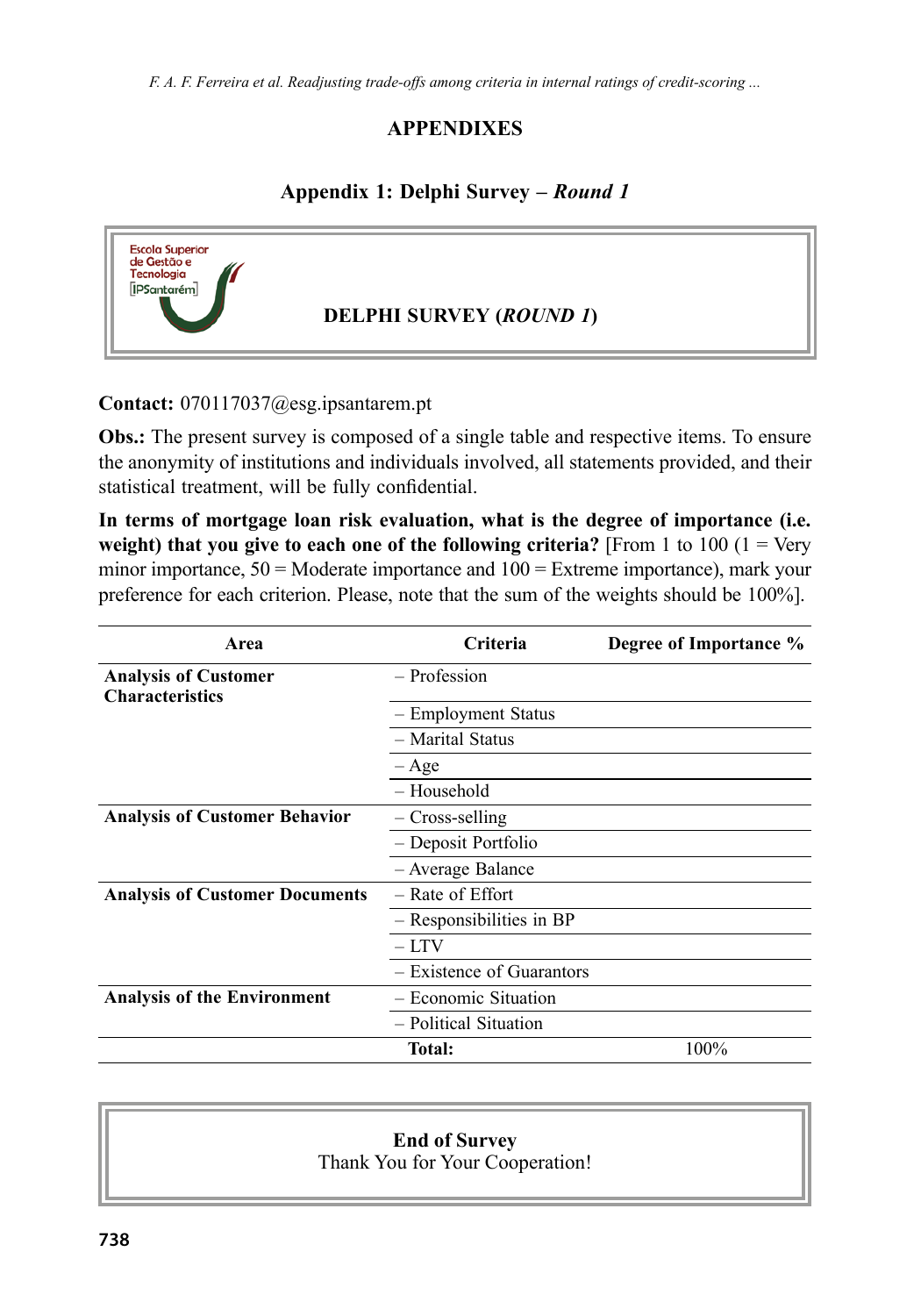# APPENDIXES

## Appendix 1: Delphi Survey – *Round 1*

Escola Superior de Gestão e Tecnologia [IPSantarém]

**DELPHI SURVEY (*ROUND 1*)**

**Contact:** 070117037@esg.ipsantarem.pt

**Obs.:** The present survey is composed of a single table and respective items. To ensure the anonymity of institutions and individuals involved, all statements provided, and their statistical treatment, will be fully confidential.

**In terms of mortgage loan risk evaluation, what is the degree of importance (i.e. weight) that you give to each one of the following criteria?** [From 1 to 100 (1 = Very minor importance, 50 = Moderate importance and 100 = Extreme importance), mark your preference for each criterion. Please, note that the sum of the weights should be 100%].

| Area | Criteria | Degree of Importance % |
|---|---|---|
| **Analysis of Customer Characteristics** | – Profession | |
| | – Employment Status | |
| | – Marital Status | |
| | – Age | |
| | – Household | |
| **Analysis of Customer Behavior** | – Cross-selling | |
| | – Deposit Portfolio | |
| | – Average Balance | |
| **Analysis of Customer Documents** | – Rate of Effort | |
| | – Responsibilities in BP | |
| | – LTV | |
| | – Existence of Guarantors | |
| **Analysis of the Environment** | – Economic Situation | |
| | – Political Situation | |
| | **Total:** | 100% |

**End of Survey**
Thank You for Your Cooperation!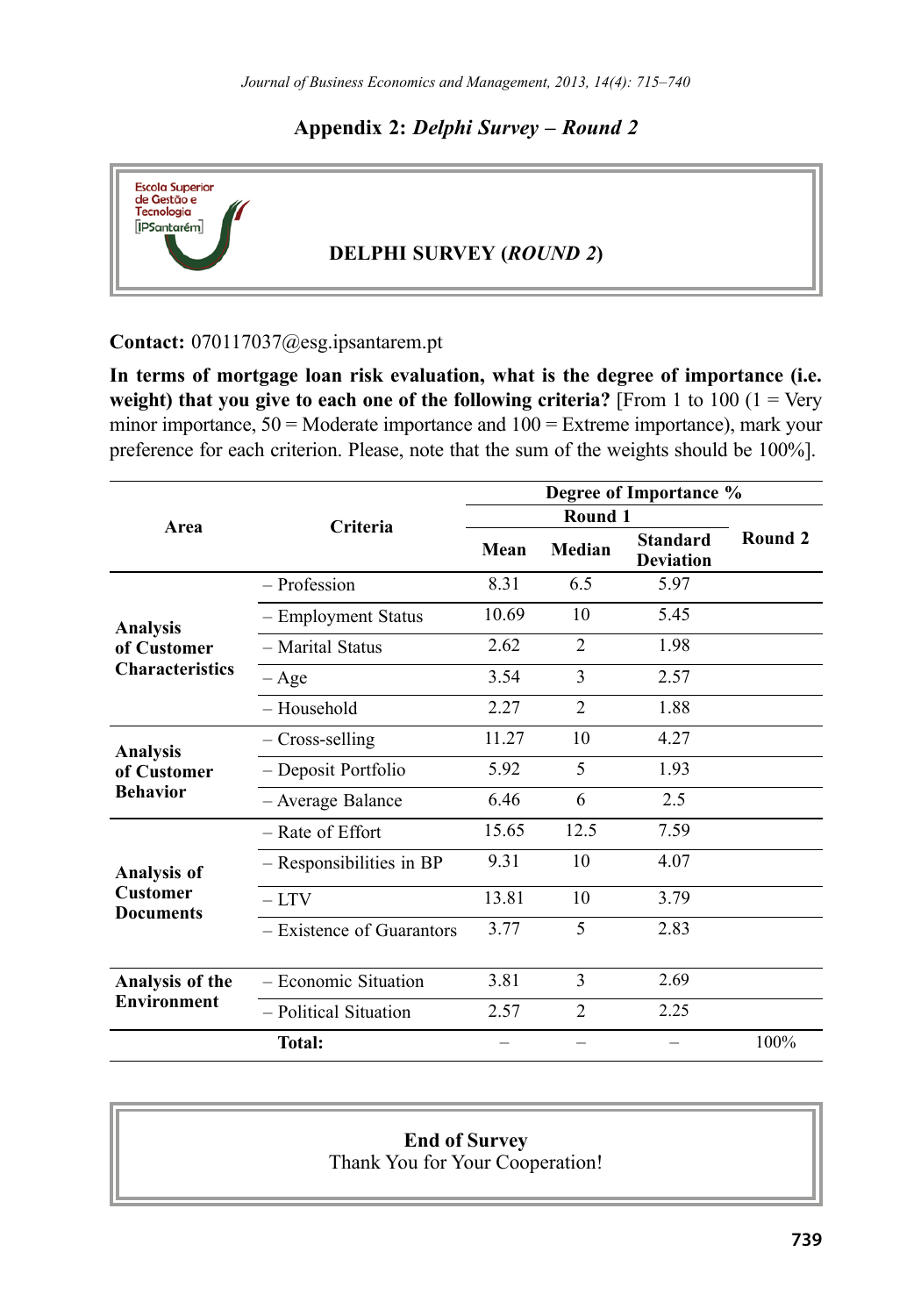## Appendix 2: *Delphi Survey – Round 2*

Escola Superior de Gestão e Tecnologia [IPSantarém]

**DELPHI SURVEY (*ROUND 2*)**

**Contact:** 070117037@esg.ipsantarem.pt

**In terms of mortgage loan risk evaluation, what is the degree of importance (i.e. weight) that you give to each one of the following criteria?** [From 1 to 100 (1 = Very minor importance, 50 = Moderate importance and 100 = Extreme importance), mark your preference for each criterion. Please, note that the sum of the weights should be 100%].

| Area | Criteria | Degree of Importance % | | | |
|---|---|---|---|---|---|
| | | Round 1 | | | Round 2 |
| | | Mean | Median | Standard Deviation | |
| Analysis of Customer Characteristics | – Profession | 8.31 | 6.5 | 5.97 | |
| | – Employment Status | 10.69 | 10 | 5.45 | |
| | – Marital Status | 2.62 | 2 | 1.98 | |
| | – Age | 3.54 | 3 | 2.57 | |
| | – Household | 2.27 | 2 | 1.88 | |
| Analysis of Customer Behavior | – Cross-selling | 11.27 | 10 | 4.27 | |
| | – Deposit Portfolio | 5.92 | 5 | 1.93 | |
| | – Average Balance | 6.46 | 6 | 2.5 | |
| Analysis of Customer Documents | – Rate of Effort | 15.65 | 12.5 | 7.59 | |
| | – Responsibilities in BP | 9.31 | 10 | 4.07 | |
| | – LTV | 13.81 | 10 | 3.79 | |
| | – Existence of Guarantors | 3.77 | 5 | 2.83 | |
| Analysis of the Environment | – Economic Situation | 3.81 | 3 | 2.69 | |
| | – Political Situation | 2.57 | 2 | 2.25 | |
| | **Total:** | – | – | – | 100% |

**End of Survey**
Thank You for Your Cooperation!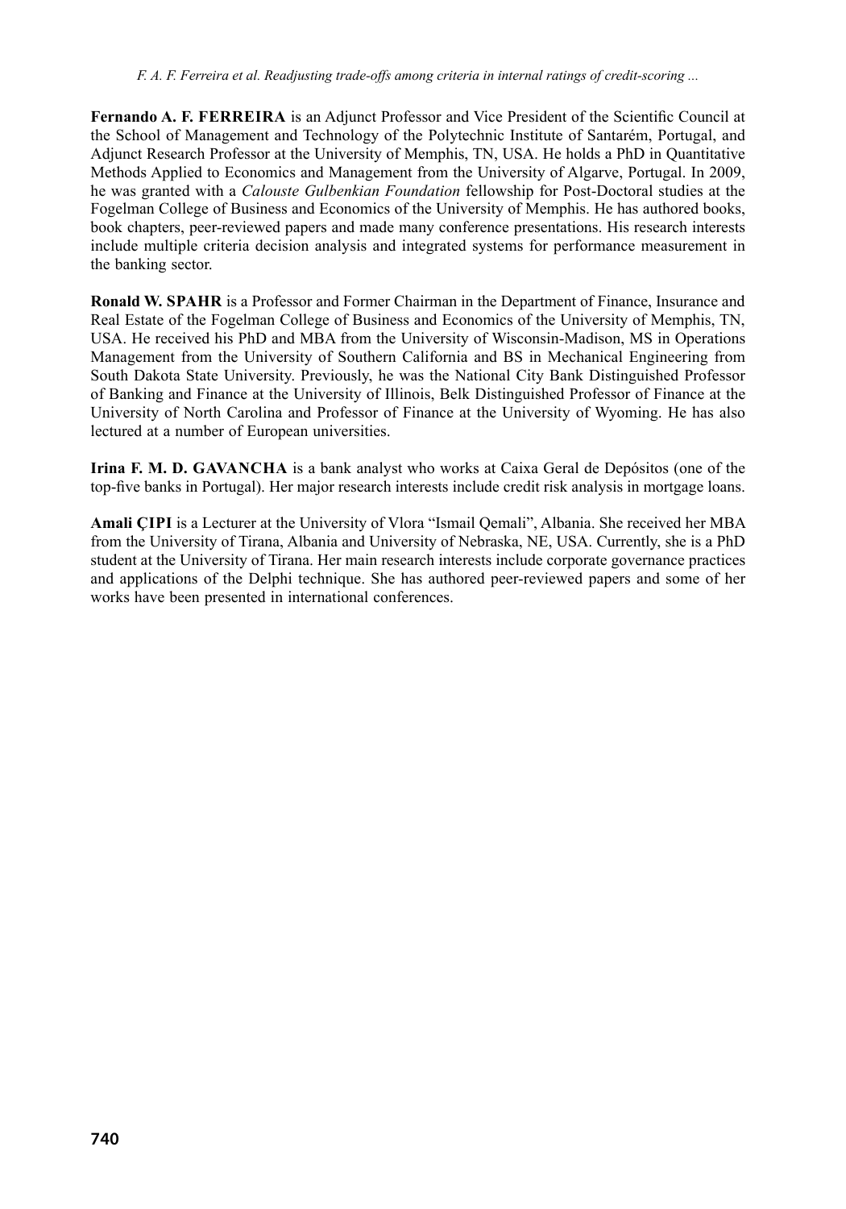**Fernando A. F. FERREIRA** is an Adjunct Professor and Vice President of the Scientific Council at the School of Management and Technology of the Polytechnic Institute of Santarém, Portugal, and Adjunct Research Professor at the University of Memphis, TN, USA. He holds a PhD in Quantitative Methods Applied to Economics and Management from the University of Algarve, Portugal. In 2009, he was granted with a *Calouste Gulbenkian Foundation* fellowship for Post-Doctoral studies at the Fogelman College of Business and Economics of the University of Memphis. He has authored books, book chapters, peer-reviewed papers and made many conference presentations. His research interests include multiple criteria decision analysis and integrated systems for performance measurement in the banking sector.

**Ronald W. SPAHR** is a Professor and Former Chairman in the Department of Finance, Insurance and Real Estate of the Fogelman College of Business and Economics of the University of Memphis, TN, USA. He received his PhD and MBA from the University of Wisconsin-Madison, MS in Operations Management from the University of Southern California and BS in Mechanical Engineering from South Dakota State University. Previously, he was the National City Bank Distinguished Professor of Banking and Finance at the University of Illinois, Belk Distinguished Professor of Finance at the University of North Carolina and Professor of Finance at the University of Wyoming. He has also lectured at a number of European universities.

**Irina F. M. D. GAVANCHA** is a bank analyst who works at Caixa Geral de Depósitos (one of the top-five banks in Portugal). Her major research interests include credit risk analysis in mortgage loans.

**Amali ÇIPI** is a Lecturer at the University of Vlora "Ismail Qemali", Albania. She received her MBA from the University of Tirana, Albania and University of Nebraska, NE, USA. Currently, she is a PhD student at the University of Tirana. Her main research interests include corporate governance practices and applications of the Delphi technique. She has authored peer-reviewed papers and some of her works have been presented in international conferences.